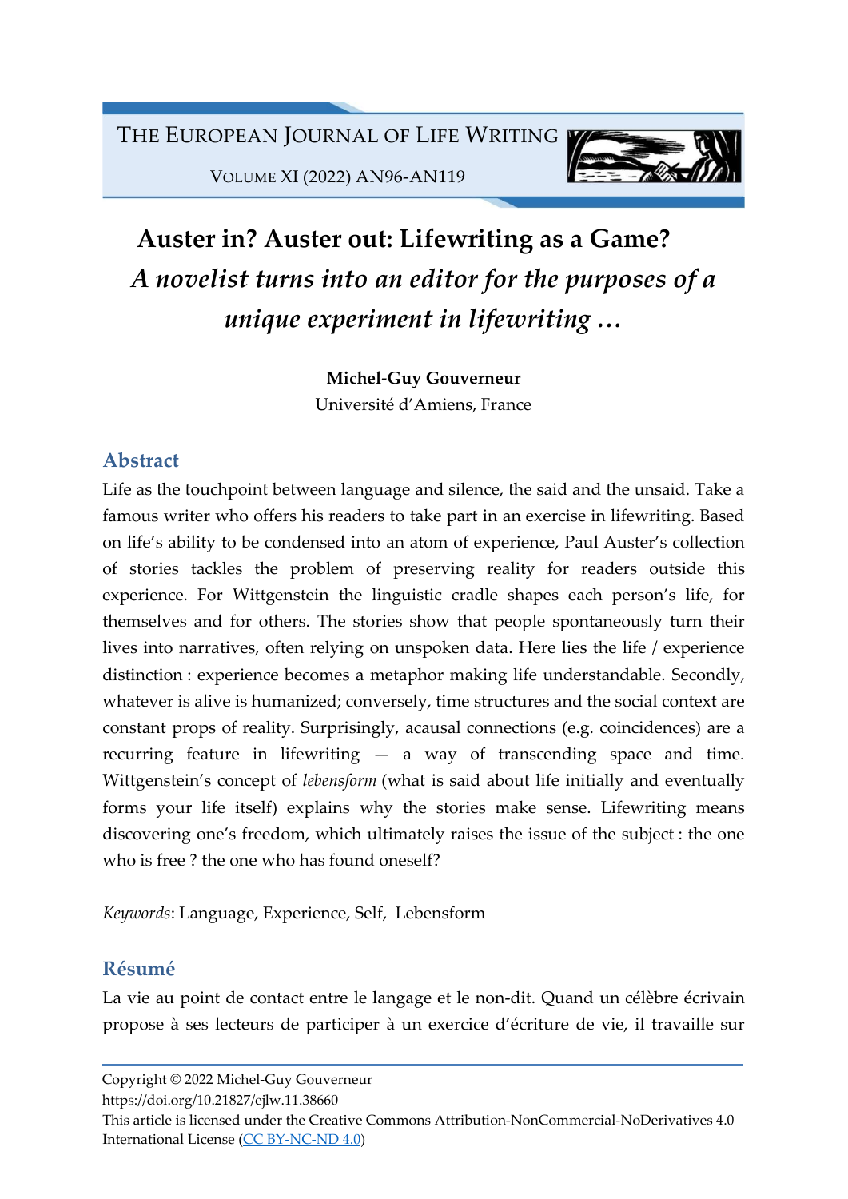# Auster in? Auster out: Lifewriting as a Game?

## *A novelist turns into an editor for the purposes of a unique experiment in lifewriting …*

**Michel-Guy Gouverneur**
Université d'Amiens, France

## Abstract

Life as the touchpoint between language and silence, the said and the unsaid. Take a famous writer who offers his readers to take part in an exercise in lifewriting. Based on life's ability to be condensed into an atom of experience, Paul Auster's collection of stories tackles the problem of preserving reality for readers outside this experience. For Wittgenstein the linguistic cradle shapes each person's life, for themselves and for others. The stories show that people spontaneously turn their lives into narratives, often relying on unspoken data. Here lies the life / experience distinction : experience becomes a metaphor making life understandable. Secondly, whatever is alive is humanized; conversely, time structures and the social context are constant props of reality. Surprisingly, acausal connections (e.g. coincidences) are a recurring feature in lifewriting — a way of transcending space and time. Wittgenstein's concept of *lebensform* (what is said about life initially and eventually forms your life itself) explains why the stories make sense. Lifewriting means discovering one's freedom, which ultimately raises the issue of the subject : the one who is free ? the one who has found oneself?

*Keywords*: Language, Experience, Self, Lebensform

## Résumé

La vie au point de contact entre le langage et le non-dit. Quand un célèbre écrivain propose à ses lecteurs de participer à un exercice d'écriture de vie, il travaille sur

Copyright © 2022 Michel-Guy Gouverneur
https://doi.org/10.21827/ejlw.11.38660
This article is licensed under the Creative Commons Attribution-NonCommercial-NoDerivatives 4.0 International License (CC BY-NC-ND 4.0)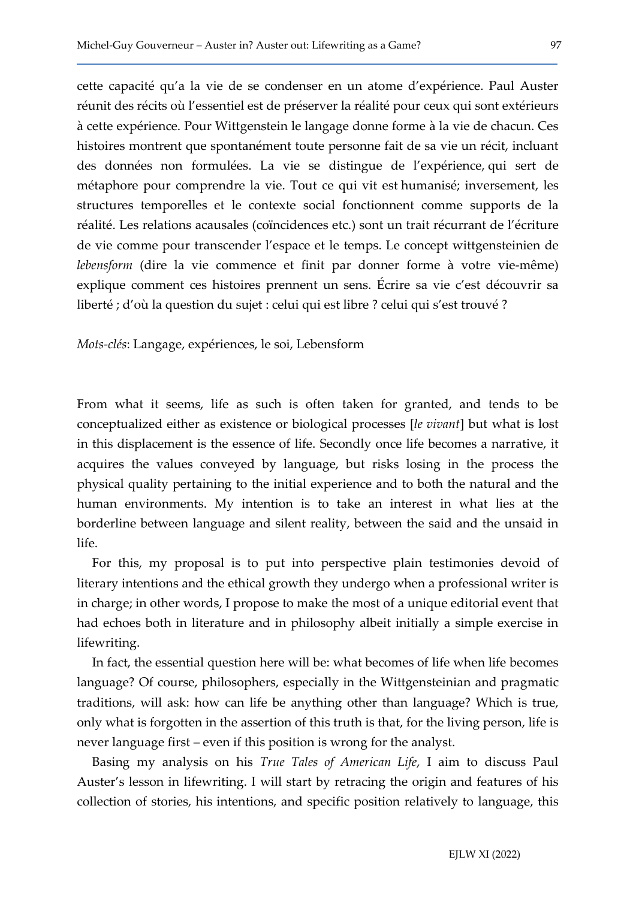cette capacité qu'a la vie de se condenser en un atome d'expérience. Paul Auster réunit des récits où l'essentiel est de préserver la réalité pour ceux qui sont extérieurs à cette expérience. Pour Wittgenstein le langage donne forme à la vie de chacun. Ces histoires montrent que spontanément toute personne fait de sa vie un récit, incluant des données non formulées. La vie se distingue de l'expérience, qui sert de métaphore pour comprendre la vie. Tout ce qui vit est humanisé; inversement, les structures temporelles et le contexte social fonctionnent comme supports de la réalité. Les relations acausales (coïncidences etc.) sont un trait récurrant de l'écriture de vie comme pour transcender l'espace et le temps. Le concept wittgensteinien de *lebensform* (dire la vie commence et finit par donner forme à votre vie-même) explique comment ces histoires prennent un sens. Écrire sa vie c'est découvrir sa liberté ; d'où la question du sujet : celui qui est libre ? celui qui s'est trouvé ?

*Mots-clés*: Langage, expériences, le soi, Lebensform

From what it seems, life as such is often taken for granted, and tends to be conceptualized either as existence or biological processes [*le vivant*] but what is lost in this displacement is the essence of life. Secondly once life becomes a narrative, it acquires the values conveyed by language, but risks losing in the process the physical quality pertaining to the initial experience and to both the natural and the human environments. My intention is to take an interest in what lies at the borderline between language and silent reality, between the said and the unsaid in life.

For this, my proposal is to put into perspective plain testimonies devoid of literary intentions and the ethical growth they undergo when a professional writer is in charge; in other words, I propose to make the most of a unique editorial event that had echoes both in literature and in philosophy albeit initially a simple exercise in lifewriting.

In fact, the essential question here will be: what becomes of life when life becomes language? Of course, philosophers, especially in the Wittgensteinian and pragmatic traditions, will ask: how can life be anything other than language? Which is true, only what is forgotten in the assertion of this truth is that, for the living person, life is never language first – even if this position is wrong for the analyst.

Basing my analysis on his *True Tales of American Life*, I aim to discuss Paul Auster's lesson in lifewriting. I will start by retracing the origin and features of his collection of stories, his intentions, and specific position relatively to language, this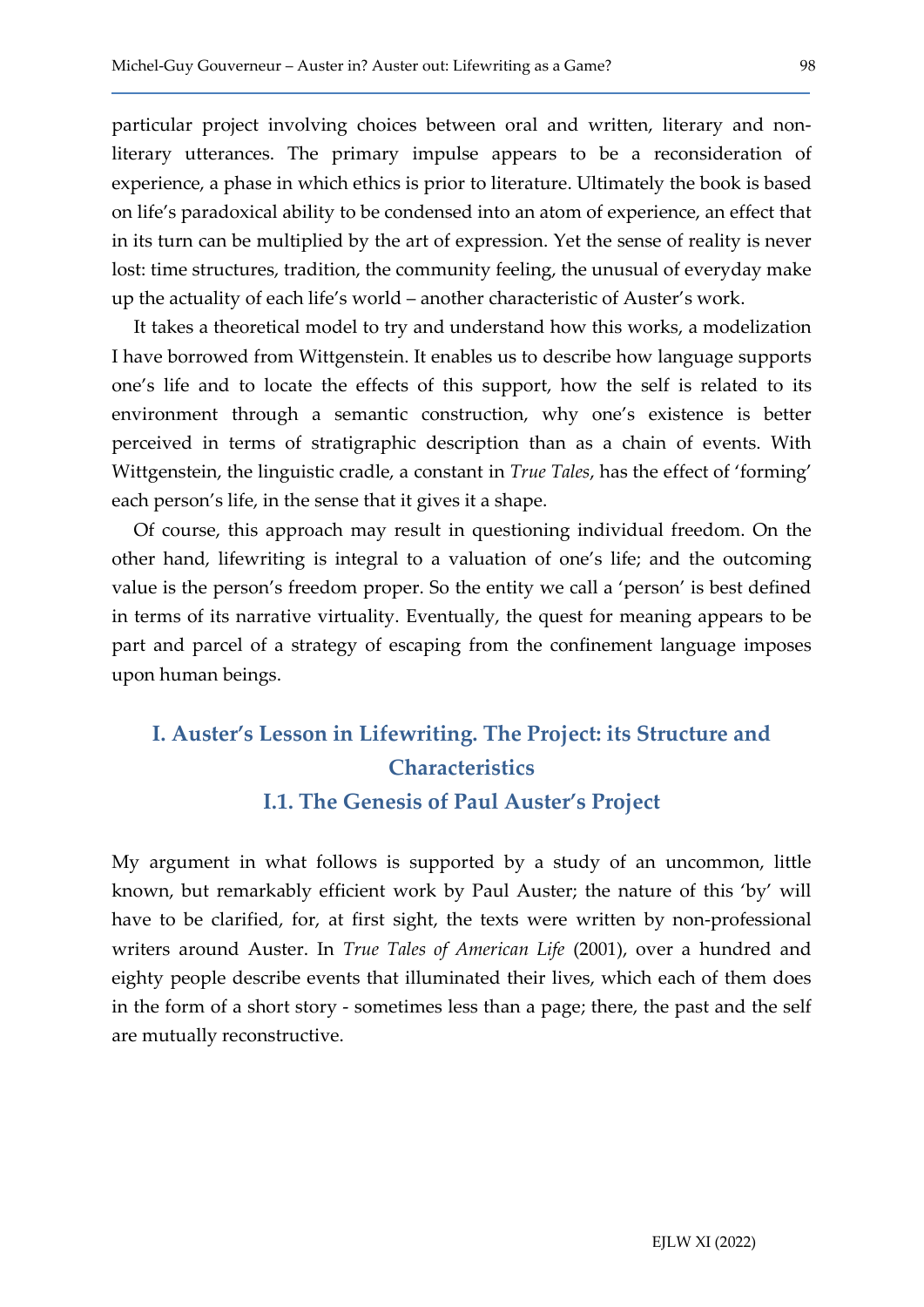particular project involving choices between oral and written, literary and non-literary utterances. The primary impulse appears to be a reconsideration of experience, a phase in which ethics is prior to literature. Ultimately the book is based on life's paradoxical ability to be condensed into an atom of experience, an effect that in its turn can be multiplied by the art of expression. Yet the sense of reality is never lost: time structures, tradition, the community feeling, the unusual of everyday make up the actuality of each life's world – another characteristic of Auster's work.

It takes a theoretical model to try and understand how this works, a modelization I have borrowed from Wittgenstein. It enables us to describe how language supports one's life and to locate the effects of this support, how the self is related to its environment through a semantic construction, why one's existence is better perceived in terms of stratigraphic description than as a chain of events. With Wittgenstein, the linguistic cradle, a constant in *True Tales*, has the effect of 'forming' each person's life, in the sense that it gives it a shape.

Of course, this approach may result in questioning individual freedom. On the other hand, lifewriting is integral to a valuation of one's life; and the outcoming value is the person's freedom proper. So the entity we call a 'person' is best defined in terms of its narrative virtuality. Eventually, the quest for meaning appears to be part and parcel of a strategy of escaping from the confinement language imposes upon human beings.

## I. Auster's Lesson in Lifewriting. The Project: its Structure and Characteristics

### I.1. The Genesis of Paul Auster's Project

My argument in what follows is supported by a study of an uncommon, little known, but remarkably efficient work by Paul Auster; the nature of this 'by' will have to be clarified, for, at first sight, the texts were written by non-professional writers around Auster. In *True Tales of American Life* (2001), over a hundred and eighty people describe events that illuminated their lives, which each of them does in the form of a short story - sometimes less than a page; there, the past and the self are mutually reconstructive.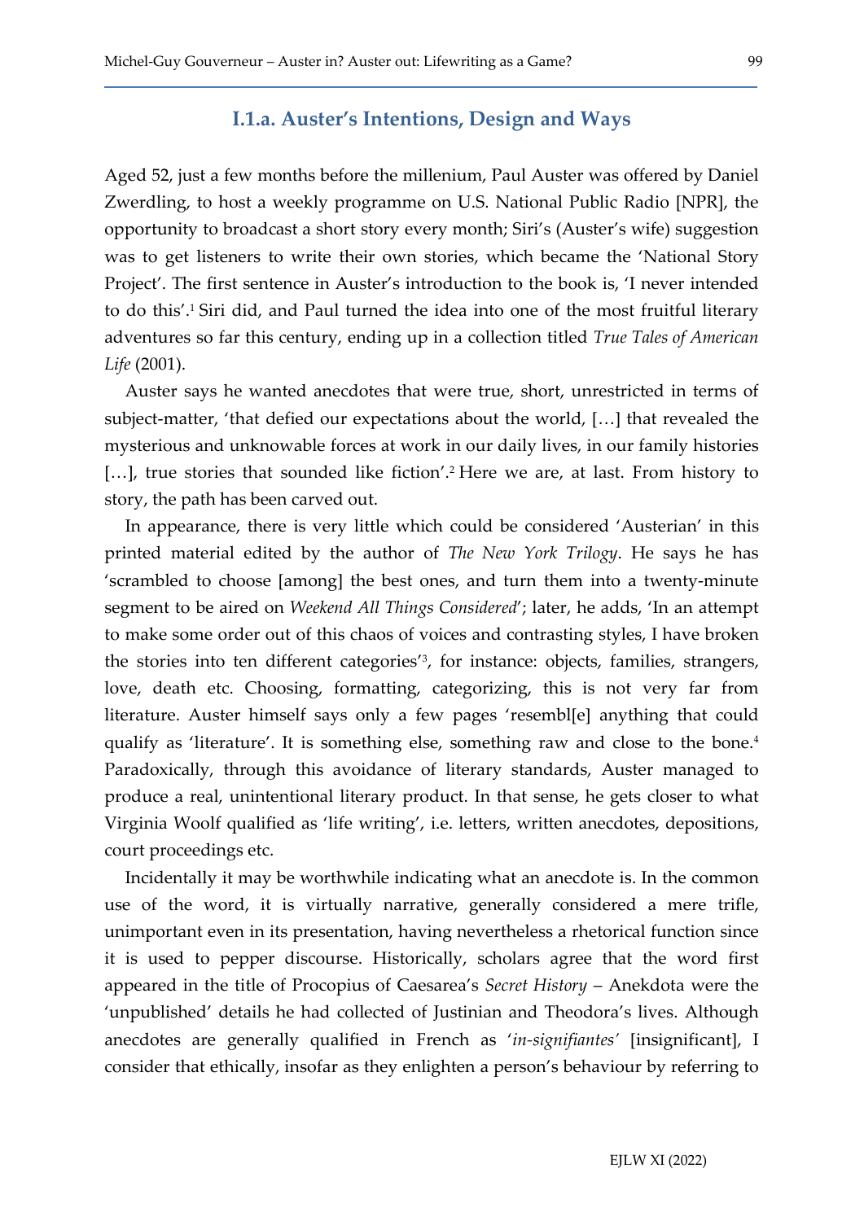### I.1.a. Auster's Intentions, Design and Ways

Aged 52, just a few months before the millenium, Paul Auster was offered by Daniel Zwerdling, to host a weekly programme on U.S. National Public Radio [NPR], the opportunity to broadcast a short story every month; Siri's (Auster's wife) suggestion was to get listeners to write their own stories, which became the 'National Story Project'. The first sentence in Auster's introduction to the book is, 'I never intended to do this'.[1] Siri did, and Paul turned the idea into one of the most fruitful literary adventures so far this century, ending up in a collection titled *True Tales of American Life* (2001).

Auster says he wanted anecdotes that were true, short, unrestricted in terms of subject-matter, 'that defied our expectations about the world, […] that revealed the mysterious and unknowable forces at work in our daily lives, in our family histories […], true stories that sounded like fiction'.[2] Here we are, at last. From history to story, the path has been carved out.

In appearance, there is very little which could be considered 'Austerian' in this printed material edited by the author of *The New York Trilogy*. He says he has 'scrambled to choose [among] the best ones, and turn them into a twenty-minute segment to be aired on *Weekend All Things Considered*'; later, he adds, 'In an attempt to make some order out of this chaos of voices and contrasting styles, I have broken the stories into ten different categories'[3], for instance: objects, families, strangers, love, death etc. Choosing, formatting, categorizing, this is not very far from literature. Auster himself says only a few pages 'resembl[e] anything that could qualify as 'literature'. It is something else, something raw and close to the bone.[4] Paradoxically, through this avoidance of literary standards, Auster managed to produce a real, unintentional literary product. In that sense, he gets closer to what Virginia Woolf qualified as 'life writing', i.e. letters, written anecdotes, depositions, court proceedings etc.

Incidentally it may be worthwhile indicating what an anecdote is. In the common use of the word, it is virtually narrative, generally considered a mere trifle, unimportant even in its presentation, having nevertheless a rhetorical function since it is used to pepper discourse. Historically, scholars agree that the word first appeared in the title of Procopius of Caesarea's *Secret History* – Anekdota were the 'unpublished' details he had collected of Justinian and Theodora's lives. Although anecdotes are generally qualified in French as '*in-signifiantes'* [insignificant], I consider that ethically, insofar as they enlighten a person's behaviour by referring to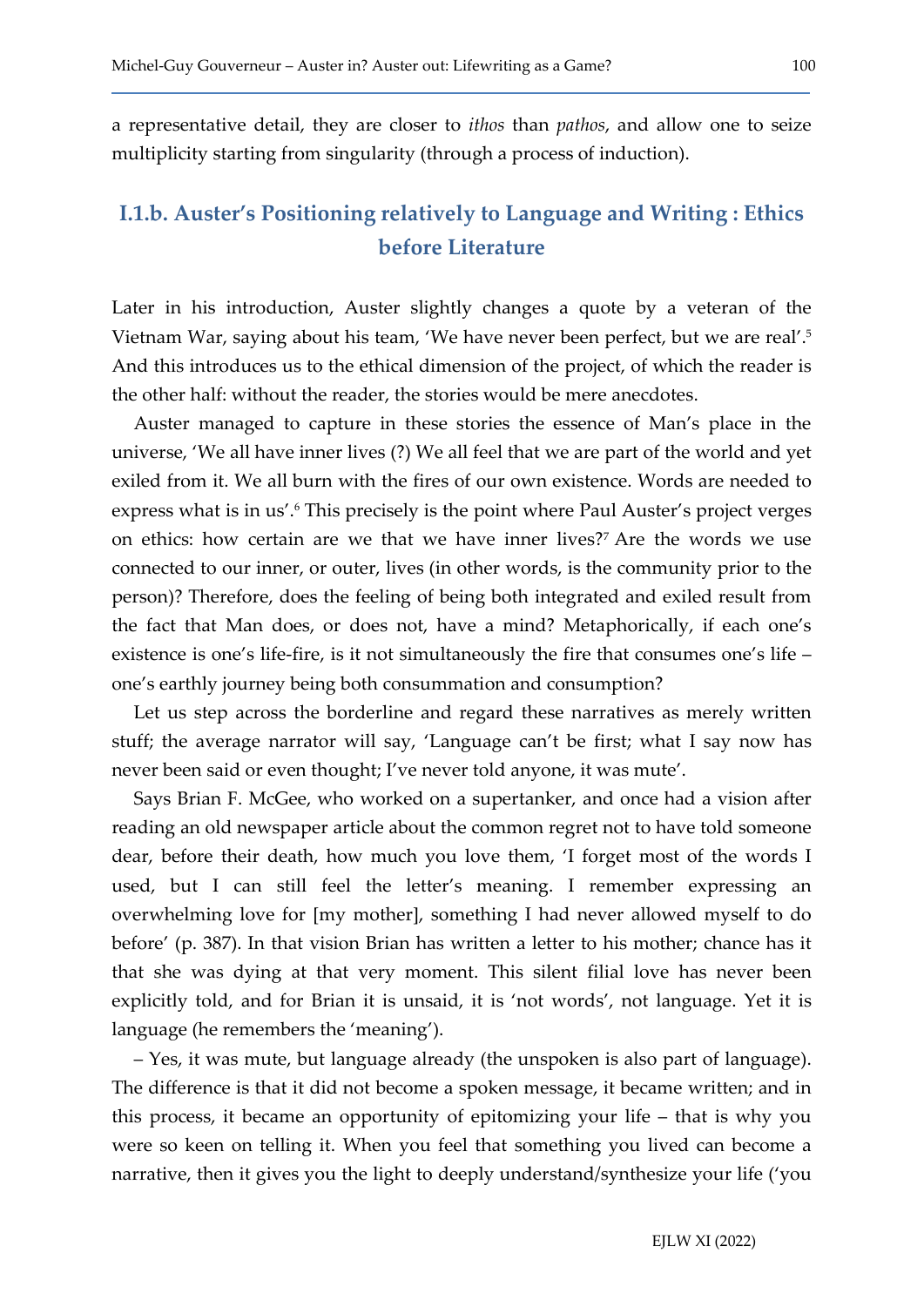a representative detail, they are closer to *ithos* than *pathos*, and allow one to seize multiplicity starting from singularity (through a process of induction).

### I.1.b. Auster's Positioning relatively to Language and Writing : Ethics before Literature

Later in his introduction, Auster slightly changes a quote by a veteran of the Vietnam War, saying about his team, 'We have never been perfect, but we are real'.[5] And this introduces us to the ethical dimension of the project, of which the reader is the other half: without the reader, the stories would be mere anecdotes.

Auster managed to capture in these stories the essence of Man's place in the universe, 'We all have inner lives (?) We all feel that we are part of the world and yet exiled from it. We all burn with the fires of our own existence. Words are needed to express what is in us'.[6] This precisely is the point where Paul Auster's project verges on ethics: how certain are we that we have inner lives?[7] Are the words we use connected to our inner, or outer, lives (in other words, is the community prior to the person)? Therefore, does the feeling of being both integrated and exiled result from the fact that Man does, or does not, have a mind? Metaphorically, if each one's existence is one's life-fire, is it not simultaneously the fire that consumes one's life – one's earthly journey being both consummation and consumption?

Let us step across the borderline and regard these narratives as merely written stuff; the average narrator will say, 'Language can't be first; what I say now has never been said or even thought; I've never told anyone, it was mute'.

Says Brian F. McGee, who worked on a supertanker, and once had a vision after reading an old newspaper article about the common regret not to have told someone dear, before their death, how much you love them, 'I forget most of the words I used, but I can still feel the letter's meaning. I remember expressing an overwhelming love for [my mother], something I had never allowed myself to do before' (p. 387). In that vision Brian has written a letter to his mother; chance has it that she was dying at that very moment. This silent filial love has never been explicitly told, and for Brian it is unsaid, it is 'not words', not language. Yet it is language (he remembers the 'meaning').

– Yes, it was mute, but language already (the unspoken is also part of language). The difference is that it did not become a spoken message, it became written; and in this process, it became an opportunity of epitomizing your life – that is why you were so keen on telling it. When you feel that something you lived can become a narrative, then it gives you the light to deeply understand/synthesize your life ('you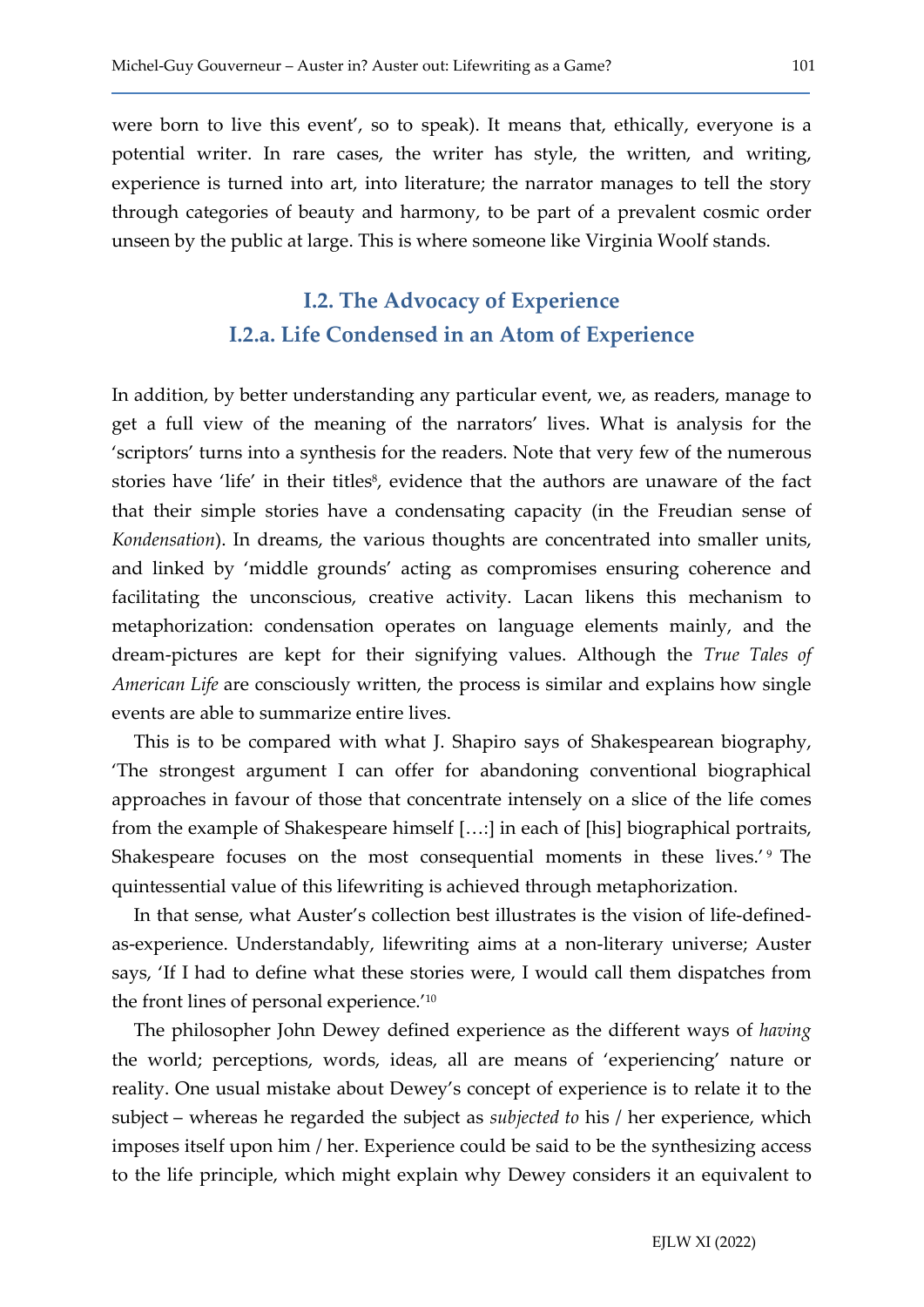were born to live this event', so to speak). It means that, ethically, everyone is a potential writer. In rare cases, the writer has style, the written, and writing, experience is turned into art, into literature; the narrator manages to tell the story through categories of beauty and harmony, to be part of a prevalent cosmic order unseen by the public at large. This is where someone like Virginia Woolf stands.

## I.2. The Advocacy of Experience

### I.2.a. Life Condensed in an Atom of Experience

In addition, by better understanding any particular event, we, as readers, manage to get a full view of the meaning of the narrators' lives. What is analysis for the 'scriptors' turns into a synthesis for the readers. Note that very few of the numerous stories have 'life' in their titles[8], evidence that the authors are unaware of the fact that their simple stories have a condensating capacity (in the Freudian sense of *Kondensation*). In dreams, the various thoughts are concentrated into smaller units, and linked by 'middle grounds' acting as compromises ensuring coherence and facilitating the unconscious, creative activity. Lacan likens this mechanism to metaphorization: condensation operates on language elements mainly, and the dream-pictures are kept for their signifying values. Although the *True Tales of American Life* are consciously written, the process is similar and explains how single events are able to summarize entire lives.

This is to be compared with what J. Shapiro says of Shakespearean biography, 'The strongest argument I can offer for abandoning conventional biographical approaches in favour of those that concentrate intensely on a slice of the life comes from the example of Shakespeare himself […:] in each of [his] biographical portraits, Shakespeare focuses on the most consequential moments in these lives.'[9] The quintessential value of this lifewriting is achieved through metaphorization.

In that sense, what Auster's collection best illustrates is the vision of life-defined-as-experience. Understandably, lifewriting aims at a non-literary universe; Auster says, 'If I had to define what these stories were, I would call them dispatches from the front lines of personal experience.'[10]

The philosopher John Dewey defined experience as the different ways of *having* the world; perceptions, words, ideas, all are means of 'experiencing' nature or reality. One usual mistake about Dewey's concept of experience is to relate it to the subject – whereas he regarded the subject as *subjected to* his / her experience, which imposes itself upon him / her. Experience could be said to be the synthesizing access to the life principle, which might explain why Dewey considers it an equivalent to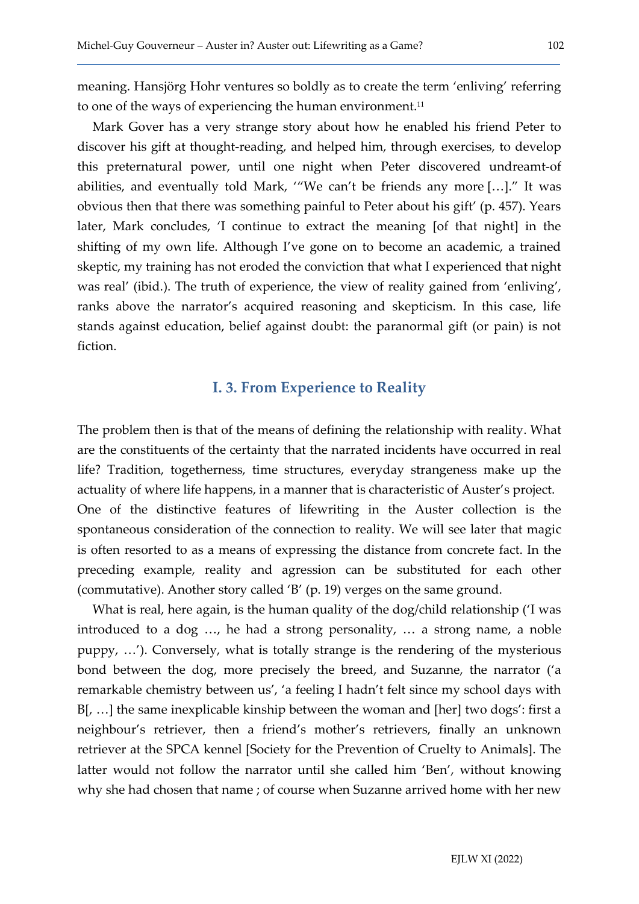meaning. Hansjörg Hohr ventures so boldly as to create the term 'enliving' referring to one of the ways of experiencing the human environment.[11]

Mark Gover has a very strange story about how he enabled his friend Peter to discover his gift at thought-reading, and helped him, through exercises, to develop this preternatural power, until one night when Peter discovered undreamt-of abilities, and eventually told Mark, '"We can't be friends any more […]." It was obvious then that there was something painful to Peter about his gift' (p. 457). Years later, Mark concludes, 'I continue to extract the meaning [of that night] in the shifting of my own life. Although I've gone on to become an academic, a trained skeptic, my training has not eroded the conviction that what I experienced that night was real' (ibid.). The truth of experience, the view of reality gained from 'enliving', ranks above the narrator's acquired reasoning and skepticism. In this case, life stands against education, belief against doubt: the paranormal gift (or pain) is not fiction.

## I. 3. From Experience to Reality

The problem then is that of the means of defining the relationship with reality. What are the constituents of the certainty that the narrated incidents have occurred in real life? Tradition, togetherness, time structures, everyday strangeness make up the actuality of where life happens, in a manner that is characteristic of Auster's project.
One of the distinctive features of lifewriting in the Auster collection is the spontaneous consideration of the connection to reality. We will see later that magic is often resorted to as a means of expressing the distance from concrete fact. In the preceding example, reality and agression can be substituted for each other (commutative). Another story called 'B' (p. 19) verges on the same ground.

What is real, here again, is the human quality of the dog/child relationship ('I was introduced to a dog …, he had a strong personality, … a strong name, a noble puppy, …'). Conversely, what is totally strange is the rendering of the mysterious bond between the dog, more precisely the breed, and Suzanne, the narrator ('a remarkable chemistry between us', 'a feeling I hadn't felt since my school days with B[, …] the same inexplicable kinship between the woman and [her] two dogs': first a neighbour's retriever, then a friend's mother's retrievers, finally an unknown retriever at the SPCA kennel [Society for the Prevention of Cruelty to Animals]. The latter would not follow the narrator until she called him 'Ben', without knowing why she had chosen that name ; of course when Suzanne arrived home with her new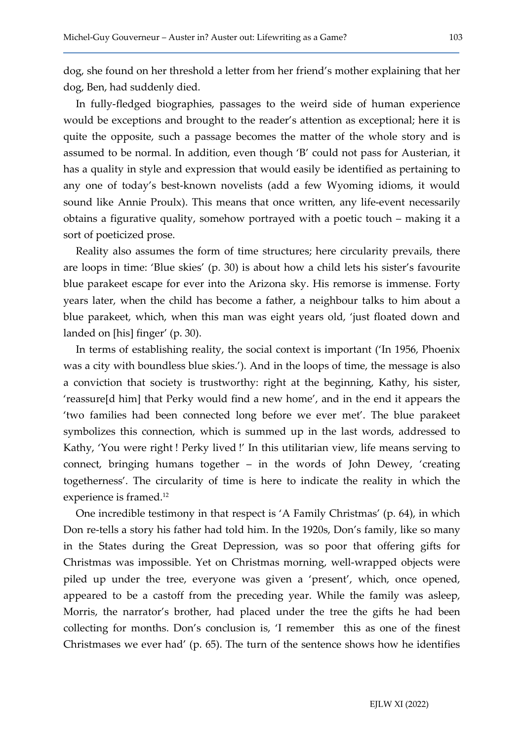dog, she found on her threshold a letter from her friend's mother explaining that her dog, Ben, had suddenly died.

In fully-fledged biographies, passages to the weird side of human experience would be exceptions and brought to the reader's attention as exceptional; here it is quite the opposite, such a passage becomes the matter of the whole story and is assumed to be normal. In addition, even though 'B' could not pass for Austerian, it has a quality in style and expression that would easily be identified as pertaining to any one of today's best-known novelists (add a few Wyoming idioms, it would sound like Annie Proulx). This means that once written, any life-event necessarily obtains a figurative quality, somehow portrayed with a poetic touch – making it a sort of poeticized prose.

Reality also assumes the form of time structures; here circularity prevails, there are loops in time: 'Blue skies' (p. 30) is about how a child lets his sister's favourite blue parakeet escape for ever into the Arizona sky. His remorse is immense. Forty years later, when the child has become a father, a neighbour talks to him about a blue parakeet, which, when this man was eight years old, 'just floated down and landed on [his] finger' (p. 30).

In terms of establishing reality, the social context is important ('In 1956, Phoenix was a city with boundless blue skies.'). And in the loops of time, the message is also a conviction that society is trustworthy: right at the beginning, Kathy, his sister, 'reassure[d him] that Perky would find a new home', and in the end it appears the 'two families had been connected long before we ever met'. The blue parakeet symbolizes this connection, which is summed up in the last words, addressed to Kathy, 'You were right ! Perky lived !' In this utilitarian view, life means serving to connect, bringing humans together – in the words of John Dewey, 'creating togetherness'. The circularity of time is here to indicate the reality in which the experience is framed.[12]

One incredible testimony in that respect is 'A Family Christmas' (p. 64), in which Don re-tells a story his father had told him. In the 1920s, Don's family, like so many in the States during the Great Depression, was so poor that offering gifts for Christmas was impossible. Yet on Christmas morning, well-wrapped objects were piled up under the tree, everyone was given a 'present', which, once opened, appeared to be a castoff from the preceding year. While the family was asleep, Morris, the narrator's brother, had placed under the tree the gifts he had been collecting for months. Don's conclusion is, 'I remember this as one of the finest Christmases we ever had' (p. 65). The turn of the sentence shows how he identifies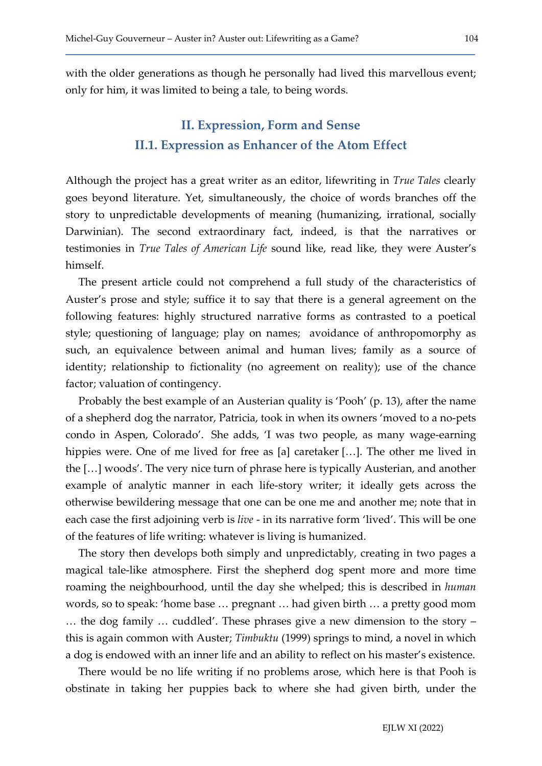with the older generations as though he personally had lived this marvellous event; only for him, it was limited to being a tale, to being words.

## II. Expression, Form and Sense

### II.1. Expression as Enhancer of the Atom Effect

Although the project has a great writer as an editor, lifewriting in *True Tales* clearly goes beyond literature. Yet, simultaneously, the choice of words branches off the story to unpredictable developments of meaning (humanizing, irrational, socially Darwinian). The second extraordinary fact, indeed, is that the narratives or testimonies in *True Tales of American Life* sound like, read like, they were Auster's himself.

The present article could not comprehend a full study of the characteristics of Auster's prose and style; suffice it to say that there is a general agreement on the following features: highly structured narrative forms as contrasted to a poetical style; questioning of language; play on names; avoidance of anthropomorphy as such, an equivalence between animal and human lives; family as a source of identity; relationship to fictionality (no agreement on reality); use of the chance factor; valuation of contingency.

Probably the best example of an Austerian quality is 'Pooh' (p. 13), after the name of a shepherd dog the narrator, Patricia, took in when its owners 'moved to a no-pets condo in Aspen, Colorado'. She adds, 'I was two people, as many wage-earning hippies were. One of me lived for free as [a] caretaker […]. The other me lived in the […] woods'. The very nice turn of phrase here is typically Austerian, and another example of analytic manner in each life-story writer; it ideally gets across the otherwise bewildering message that one can be one me and another me; note that in each case the first adjoining verb is *live* - in its narrative form 'lived'. This will be one of the features of life writing: whatever is living is humanized.

The story then develops both simply and unpredictably, creating in two pages a magical tale-like atmosphere. First the shepherd dog spent more and more time roaming the neighbourhood, until the day she whelped; this is described in *human* words, so to speak: 'home base … pregnant … had given birth … a pretty good mom … the dog family … cuddled'. These phrases give a new dimension to the story – this is again common with Auster; *Timbuktu* (1999) springs to mind, a novel in which a dog is endowed with an inner life and an ability to reflect on his master's existence.

There would be no life writing if no problems arose, which here is that Pooh is obstinate in taking her puppies back to where she had given birth, under the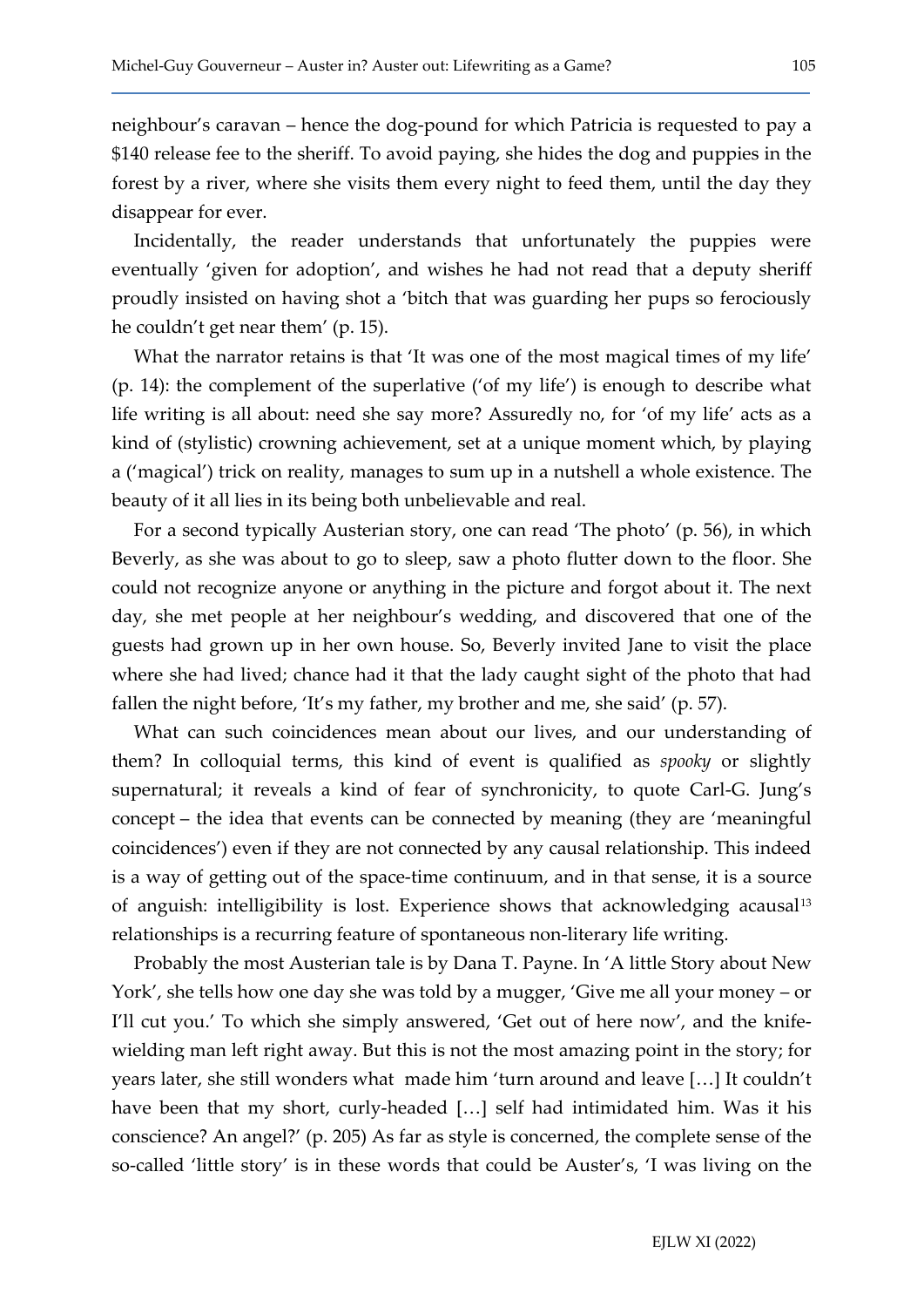neighbour's caravan – hence the dog-pound for which Patricia is requested to pay a $140 release fee to the sheriff. To avoid paying, she hides the dog and puppies in the forest by a river, where she visits them every night to feed them, until the day they disappear for ever.

Incidentally, the reader understands that unfortunately the puppies were eventually 'given for adoption', and wishes he had not read that a deputy sheriff proudly insisted on having shot a 'bitch that was guarding her pups so ferociously he couldn't get near them' (p. 15).

What the narrator retains is that 'It was one of the most magical times of my life' (p. 14): the complement of the superlative ('of my life') is enough to describe what life writing is all about: need she say more? Assuredly no, for 'of my life' acts as a kind of (stylistic) crowning achievement, set at a unique moment which, by playing a ('magical') trick on reality, manages to sum up in a nutshell a whole existence. The beauty of it all lies in its being both unbelievable and real.

For a second typically Austerian story, one can read 'The photo' (p. 56), in which Beverly, as she was about to go to sleep, saw a photo flutter down to the floor. She could not recognize anyone or anything in the picture and forgot about it. The next day, she met people at her neighbour's wedding, and discovered that one of the guests had grown up in her own house. So, Beverly invited Jane to visit the place where she had lived; chance had it that the lady caught sight of the photo that had fallen the night before, 'It's my father, my brother and me, she said' (p. 57).

What can such coincidences mean about our lives, and our understanding of them? In colloquial terms, this kind of event is qualified as *spooky* or slightly supernatural; it reveals a kind of fear of synchronicity, to quote Carl-G. Jung's concept – the idea that events can be connected by meaning (they are 'meaningful coincidences') even if they are not connected by any causal relationship. This indeed is a way of getting out of the space-time continuum, and in that sense, it is a source of anguish: intelligibility is lost. Experience shows that acknowledging acausal[13] relationships is a recurring feature of spontaneous non-literary life writing.

Probably the most Austerian tale is by Dana T. Payne. In 'A little Story about New York', she tells how one day she was told by a mugger, 'Give me all your money – or I'll cut you.' To which she simply answered, 'Get out of here now', and the knife-wielding man left right away. But this is not the most amazing point in the story; for years later, she still wonders what made him 'turn around and leave […] It couldn't have been that my short, curly-headed […] self had intimidated him. Was it his conscience? An angel?' (p. 205) As far as style is concerned, the complete sense of the so-called 'little story' is in these words that could be Auster's, 'I was living on the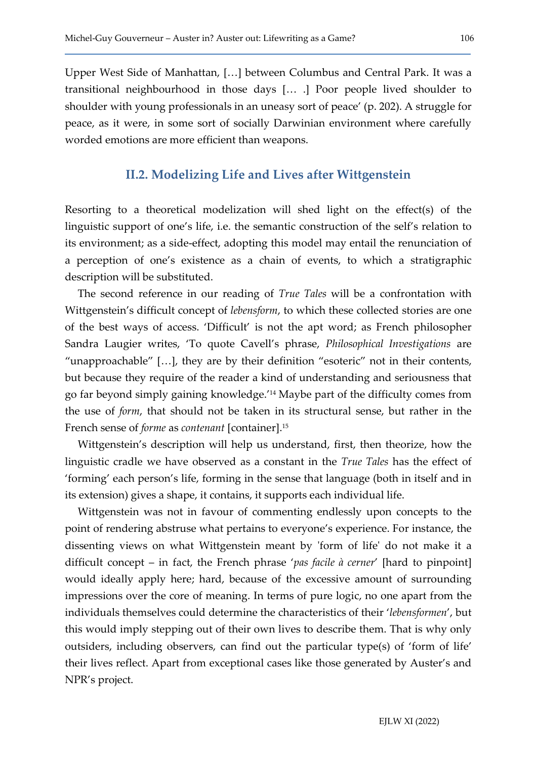Upper West Side of Manhattan, […] between Columbus and Central Park. It was a transitional neighbourhood in those days [… .] Poor people lived shoulder to shoulder with young professionals in an uneasy sort of peace' (p. 202). A struggle for peace, as it were, in some sort of socially Darwinian environment where carefully worded emotions are more efficient than weapons.

## II.2. Modelizing Life and Lives after Wittgenstein

Resorting to a theoretical modelization will shed light on the effect(s) of the linguistic support of one's life, i.e. the semantic construction of the self's relation to its environment; as a side-effect, adopting this model may entail the renunciation of a perception of one's existence as a chain of events, to which a stratigraphic description will be substituted.

The second reference in our reading of *True Tales* will be a confrontation with Wittgenstein's difficult concept of *lebensform*, to which these collected stories are one of the best ways of access. 'Difficult' is not the apt word; as French philosopher Sandra Laugier writes, 'To quote Cavell's phrase, *Philosophical Investigations* are "unapproachable" […], they are by their definition "esoteric" not in their contents, but because they require of the reader a kind of understanding and seriousness that go far beyond simply gaining knowledge.'[14] Maybe part of the difficulty comes from the use of *form*, that should not be taken in its structural sense, but rather in the French sense of *forme* as *contenant* [container].[15]

Wittgenstein's description will help us understand, first, then theorize, how the linguistic cradle we have observed as a constant in the *True Tales* has the effect of 'forming' each person's life, forming in the sense that language (both in itself and in its extension) gives a shape, it contains, it supports each individual life.

Wittgenstein was not in favour of commenting endlessly upon concepts to the point of rendering abstruse what pertains to everyone's experience. For instance, the dissenting views on what Wittgenstein meant by 'form of life' do not make it a difficult concept – in fact, the French phrase '*pas facile à cerner*' [hard to pinpoint] would ideally apply here; hard, because of the excessive amount of surrounding impressions over the core of meaning. In terms of pure logic, no one apart from the individuals themselves could determine the characteristics of their '*lebensformen*', but this would imply stepping out of their own lives to describe them. That is why only outsiders, including observers, can find out the particular type(s) of 'form of life' their lives reflect. Apart from exceptional cases like those generated by Auster's and NPR's project.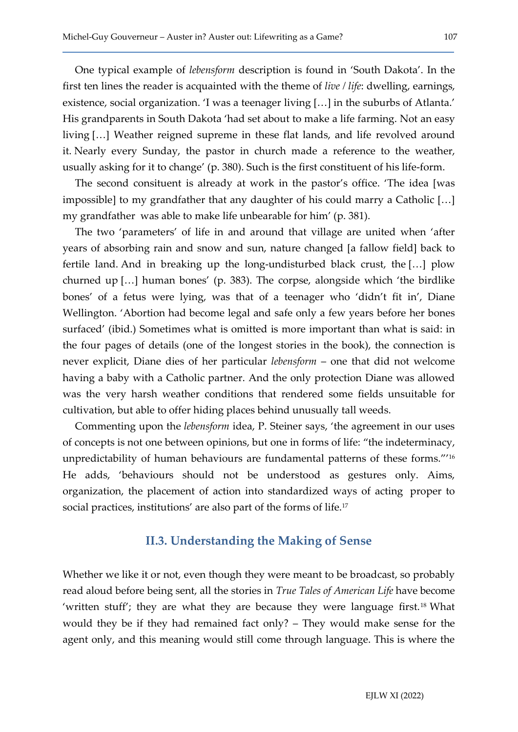One typical example of *lebensform* description is found in 'South Dakota'. In the first ten lines the reader is acquainted with the theme of *live* / *life*: dwelling, earnings, existence, social organization. 'I was a teenager living […] in the suburbs of Atlanta.' His grandparents in South Dakota 'had set about to make a life farming. Not an easy living […] Weather reigned supreme in these flat lands, and life revolved around it. Nearly every Sunday, the pastor in church made a reference to the weather, usually asking for it to change' (p. 380). Such is the first constituent of his life-form.

The second consituent is already at work in the pastor's office. 'The idea [was impossible] to my grandfather that any daughter of his could marry a Catholic […] my grandfather was able to make life unbearable for him' (p. 381).

The two 'parameters' of life in and around that village are united when 'after years of absorbing rain and snow and sun, nature changed [a fallow field] back to fertile land. And in breaking up the long-undisturbed black crust, the […] plow churned up […] human bones' (p. 383). The corpse, alongside which 'the birdlike bones' of a fetus were lying, was that of a teenager who 'didn't fit in', Diane Wellington. 'Abortion had become legal and safe only a few years before her bones surfaced' (ibid.) Sometimes what is omitted is more important than what is said: in the four pages of details (one of the longest stories in the book), the connection is never explicit, Diane dies of her particular *lebensform* – one that did not welcome having a baby with a Catholic partner. And the only protection Diane was allowed was the very harsh weather conditions that rendered some fields unsuitable for cultivation, but able to offer hiding places behind unusually tall weeds.

Commenting upon the *lebensform* idea, P. Steiner says, 'the agreement in our uses of concepts is not one between opinions, but one in forms of life: "the indeterminacy, unpredictability of human behaviours are fundamental patterns of these forms."'[16] He adds, 'behaviours should not be understood as gestures only. Aims, organization, the placement of action into standardized ways of acting proper to social practices, institutions' are also part of the forms of life.[17]

## II.3. Understanding the Making of Sense

Whether we like it or not, even though they were meant to be broadcast, so probably read aloud before being sent, all the stories in *True Tales of American Life* have become 'written stuff'; they are what they are because they were language first.[18] What would they be if they had remained fact only? – They would make sense for the agent only, and this meaning would still come through language. This is where the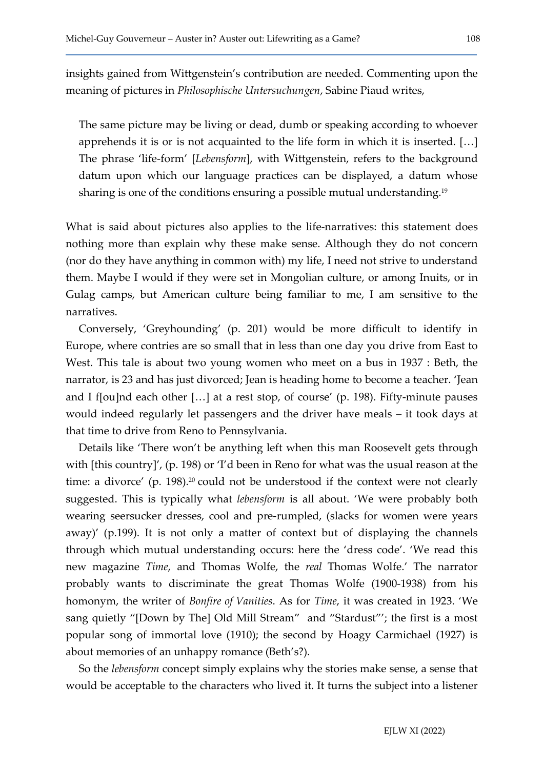insights gained from Wittgenstein's contribution are needed. Commenting upon the meaning of pictures in *Philosophische Untersuchungen*, Sabine Piaud writes,

> The same picture may be living or dead, dumb or speaking according to whoever apprehends it is or is not acquainted to the life form in which it is inserted. […] The phrase 'life-form' [*Lebensform*], with Wittgenstein, refers to the background datum upon which our language practices can be displayed, a datum whose sharing is one of the conditions ensuring a possible mutual understanding.[19]

What is said about pictures also applies to the life-narratives: this statement does nothing more than explain why these make sense. Although they do not concern (nor do they have anything in common with) my life, I need not strive to understand them. Maybe I would if they were set in Mongolian culture, or among Inuits, or in Gulag camps, but American culture being familiar to me, I am sensitive to the narratives.

Conversely, 'Greyhounding' (p. 201) would be more difficult to identify in Europe, where contries are so small that in less than one day you drive from East to West. This tale is about two young women who meet on a bus in 1937 : Beth, the narrator, is 23 and has just divorced; Jean is heading home to become a teacher. 'Jean and I f[ou]nd each other […] at a rest stop, of course' (p. 198). Fifty-minute pauses would indeed regularly let passengers and the driver have meals – it took days at that time to drive from Reno to Pennsylvania.

Details like 'There won't be anything left when this man Roosevelt gets through with [this country]', (p. 198) or 'I'd been in Reno for what was the usual reason at the time: a divorce' (p. 198).[20] could not be understood if the context were not clearly suggested. This is typically what *lebensform* is all about. 'We were probably both wearing seersucker dresses, cool and pre-rumpled, (slacks for women were years away)' (p.199). It is not only a matter of context but of displaying the channels through which mutual understanding occurs: here the 'dress code'. 'We read this new magazine *Time*, and Thomas Wolfe, the *real* Thomas Wolfe.' The narrator probably wants to discriminate the great Thomas Wolfe (1900-1938) from his homonym, the writer of *Bonfire of Vanities*. As for *Time*, it was created in 1923. 'We sang quietly "[Down by The] Old Mill Stream" and "Stardust"'; the first is a most popular song of immortal love (1910); the second by Hoagy Carmichael (1927) is about memories of an unhappy romance (Beth's?).

So the *lebensform* concept simply explains why the stories make sense, a sense that would be acceptable to the characters who lived it. It turns the subject into a listener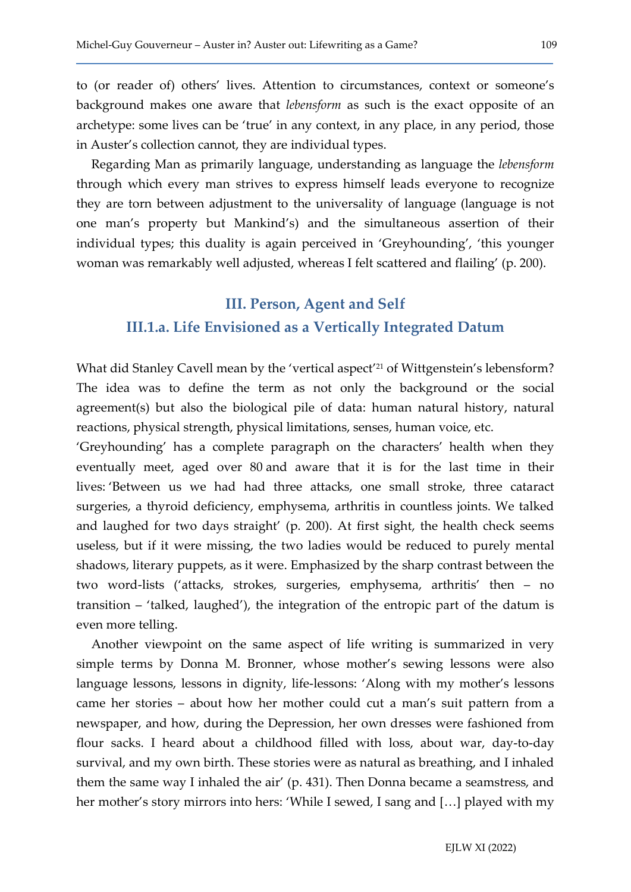to (or reader of) others' lives. Attention to circumstances, context or someone's background makes one aware that *lebensform* as such is the exact opposite of an archetype: some lives can be 'true' in any context, in any place, in any period, those in Auster's collection cannot, they are individual types.

Regarding Man as primarily language, understanding as language the *lebensform* through which every man strives to express himself leads everyone to recognize they are torn between adjustment to the universality of language (language is not one man's property but Mankind's) and the simultaneous assertion of their individual types; this duality is again perceived in 'Greyhounding', 'this younger woman was remarkably well adjusted, whereas I felt scattered and flailing' (p. 200).

## III. Person, Agent and Self

### III.1.a. Life Envisioned as a Vertically Integrated Datum

What did Stanley Cavell mean by the 'vertical aspect'[21] of Wittgenstein's lebensform? The idea was to define the term as not only the background or the social agreement(s) but also the biological pile of data: human natural history, natural reactions, physical strength, physical limitations, senses, human voice, etc.

'Greyhounding' has a complete paragraph on the characters' health when they eventually meet, aged over 80 and aware that it is for the last time in their lives: 'Between us we had had three attacks, one small stroke, three cataract surgeries, a thyroid deficiency, emphysema, arthritis in countless joints. We talked and laughed for two days straight' (p. 200). At first sight, the health check seems useless, but if it were missing, the two ladies would be reduced to purely mental shadows, literary puppets, as it were. Emphasized by the sharp contrast between the two word-lists ('attacks, strokes, surgeries, emphysema, arthritis' then – no transition – 'talked, laughed'), the integration of the entropic part of the datum is even more telling.

Another viewpoint on the same aspect of life writing is summarized in very simple terms by Donna M. Bronner, whose mother's sewing lessons were also language lessons, lessons in dignity, life-lessons: 'Along with my mother's lessons came her stories – about how her mother could cut a man's suit pattern from a newspaper, and how, during the Depression, her own dresses were fashioned from flour sacks. I heard about a childhood filled with loss, about war, day-to-day survival, and my own birth. These stories were as natural as breathing, and I inhaled them the same way I inhaled the air' (p. 431). Then Donna became a seamstress, and her mother's story mirrors into hers: 'While I sewed, I sang and […] played with my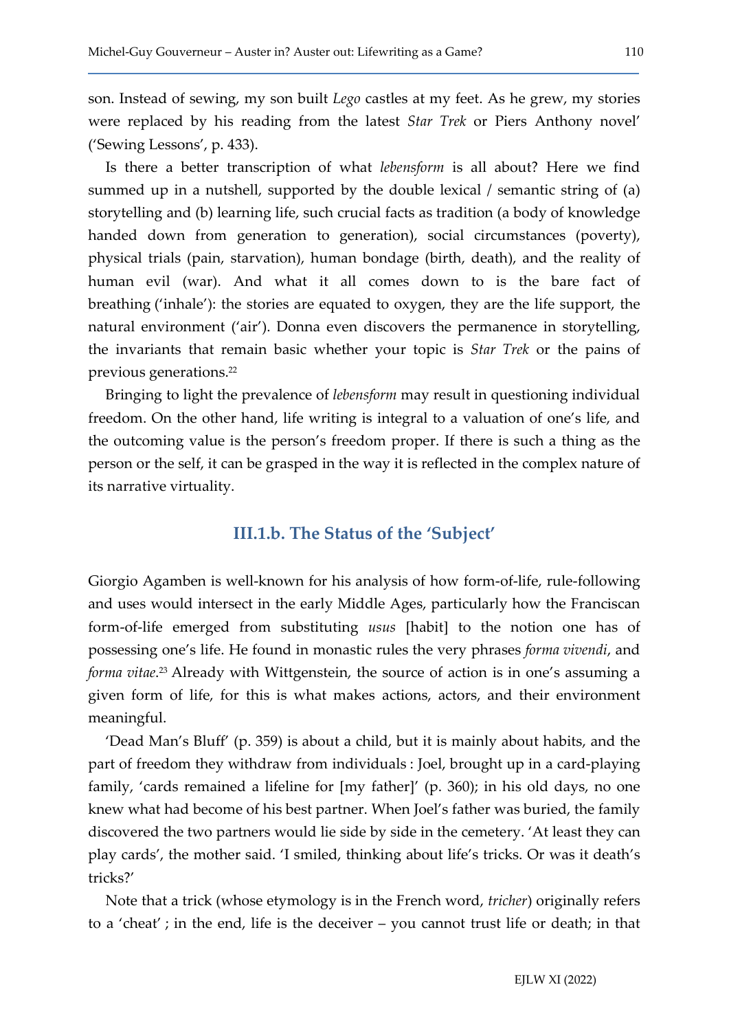son. Instead of sewing, my son built *Lego* castles at my feet. As he grew, my stories were replaced by his reading from the latest *Star Trek* or Piers Anthony novel' ('Sewing Lessons', p. 433).

Is there a better transcription of what *lebensform* is all about? Here we find summed up in a nutshell, supported by the double lexical / semantic string of (a) storytelling and (b) learning life, such crucial facts as tradition (a body of knowledge handed down from generation to generation), social circumstances (poverty), physical trials (pain, starvation), human bondage (birth, death), and the reality of human evil (war). And what it all comes down to is the bare fact of breathing ('inhale'): the stories are equated to oxygen, they are the life support, the natural environment ('air'). Donna even discovers the permanence in storytelling, the invariants that remain basic whether your topic is *Star Trek* or the pains of previous generations.[22]

Bringing to light the prevalence of *lebensform* may result in questioning individual freedom. On the other hand, life writing is integral to a valuation of one's life, and the outcoming value is the person's freedom proper. If there is such a thing as the person or the self, it can be grasped in the way it is reflected in the complex nature of its narrative virtuality.

### III.1.b. The Status of the 'Subject'

Giorgio Agamben is well-known for his analysis of how form-of-life, rule-following and uses would intersect in the early Middle Ages, particularly how the Franciscan form-of-life emerged from substituting *usus* [habit] to the notion one has of possessing one's life. He found in monastic rules the very phrases *forma vivendi*, and *forma vitae*.[23] Already with Wittgenstein, the source of action is in one's assuming a given form of life, for this is what makes actions, actors, and their environment meaningful.

'Dead Man's Bluff' (p. 359) is about a child, but it is mainly about habits, and the part of freedom they withdraw from individuals : Joel, brought up in a card-playing family, 'cards remained a lifeline for [my father]' (p. 360); in his old days, no one knew what had become of his best partner. When Joel's father was buried, the family discovered the two partners would lie side by side in the cemetery. 'At least they can play cards', the mother said. 'I smiled, thinking about life's tricks. Or was it death's tricks?'

Note that a trick (whose etymology is in the French word, *tricher*) originally refers to a 'cheat' ; in the end, life is the deceiver – you cannot trust life or death; in that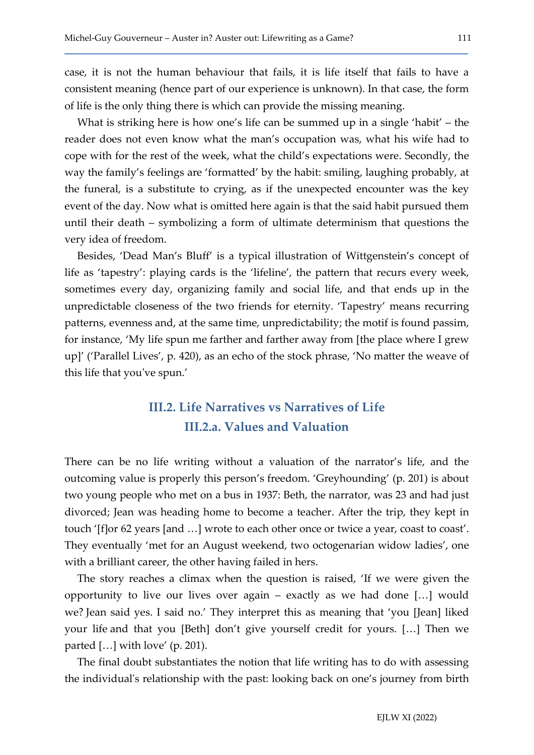case, it is not the human behaviour that fails, it is life itself that fails to have a consistent meaning (hence part of our experience is unknown). In that case, the form of life is the only thing there is which can provide the missing meaning.

What is striking here is how one's life can be summed up in a single 'habit' – the reader does not even know what the man's occupation was, what his wife had to cope with for the rest of the week, what the child's expectations were. Secondly, the way the family's feelings are 'formatted' by the habit: smiling, laughing probably, at the funeral, is a substitute to crying, as if the unexpected encounter was the key event of the day. Now what is omitted here again is that the said habit pursued them until their death – symbolizing a form of ultimate determinism that questions the very idea of freedom.

Besides, 'Dead Man's Bluff' is a typical illustration of Wittgenstein's concept of life as 'tapestry': playing cards is the 'lifeline', the pattern that recurs every week, sometimes every day, organizing family and social life, and that ends up in the unpredictable closeness of the two friends for eternity. 'Tapestry' means recurring patterns, evenness and, at the same time, unpredictability; the motif is found passim, for instance, 'My life spun me farther and farther away from [the place where I grew up]' ('Parallel Lives', p. 420), as an echo of the stock phrase, 'No matter the weave of this life that you've spun.'

## III.2. Life Narratives vs Narratives of Life

### III.2.a. Values and Valuation

There can be no life writing without a valuation of the narrator's life, and the outcoming value is properly this person's freedom. 'Greyhounding' (p. 201) is about two young people who met on a bus in 1937: Beth, the narrator, was 23 and had just divorced; Jean was heading home to become a teacher. After the trip, they kept in touch '[f]or 62 years [and …] wrote to each other once or twice a year, coast to coast'. They eventually 'met for an August weekend, two octogenarian widow ladies', one with a brilliant career, the other having failed in hers.

The story reaches a climax when the question is raised, 'If we were given the opportunity to live our lives over again – exactly as we had done […] would we? Jean said yes. I said no.' They interpret this as meaning that 'you [Jean] liked your life and that you [Beth] don't give yourself credit for yours. […] Then we parted […] with love' (p. 201).

The final doubt substantiates the notion that life writing has to do with assessing the individual's relationship with the past: looking back on one's journey from birth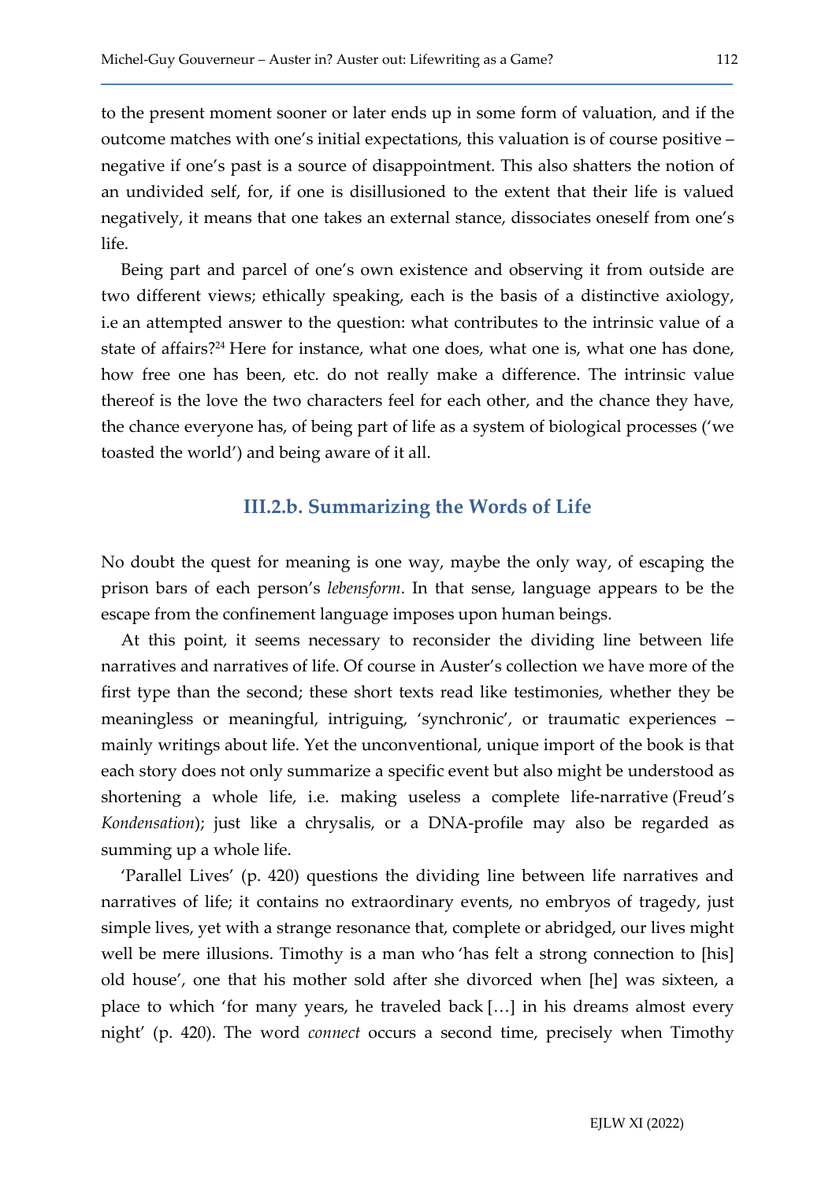to the present moment sooner or later ends up in some form of valuation, and if the outcome matches with one's initial expectations, this valuation is of course positive – negative if one's past is a source of disappointment. This also shatters the notion of an undivided self, for, if one is disillusioned to the extent that their life is valued negatively, it means that one takes an external stance, dissociates oneself from one's life.

Being part and parcel of one's own existence and observing it from outside are two different views; ethically speaking, each is the basis of a distinctive axiology, i.e an attempted answer to the question: what contributes to the intrinsic value of a state of affairs?[24] Here for instance, what one does, what one is, what one has done, how free one has been, etc. do not really make a difference. The intrinsic value thereof is the love the two characters feel for each other, and the chance they have, the chance everyone has, of being part of life as a system of biological processes ('we toasted the world') and being aware of it all.

### III.2.b. Summarizing the Words of Life

No doubt the quest for meaning is one way, maybe the only way, of escaping the prison bars of each person's *lebensform*. In that sense, language appears to be the escape from the confinement language imposes upon human beings.

At this point, it seems necessary to reconsider the dividing line between life narratives and narratives of life. Of course in Auster's collection we have more of the first type than the second; these short texts read like testimonies, whether they be meaningless or meaningful, intriguing, 'synchronic', or traumatic experiences – mainly writings about life. Yet the unconventional, unique import of the book is that each story does not only summarize a specific event but also might be understood as shortening a whole life, i.e. making useless a complete life-narrative (Freud's *Kondensation*); just like a chrysalis, or a DNA-profile may also be regarded as summing up a whole life.

'Parallel Lives' (p. 420) questions the dividing line between life narratives and narratives of life; it contains no extraordinary events, no embryos of tragedy, just simple lives, yet with a strange resonance that, complete or abridged, our lives might well be mere illusions. Timothy is a man who 'has felt a strong connection to [his] old house', one that his mother sold after she divorced when [he] was sixteen, a place to which 'for many years, he traveled back […] in his dreams almost every night' (p. 420). The word *connect* occurs a second time, precisely when Timothy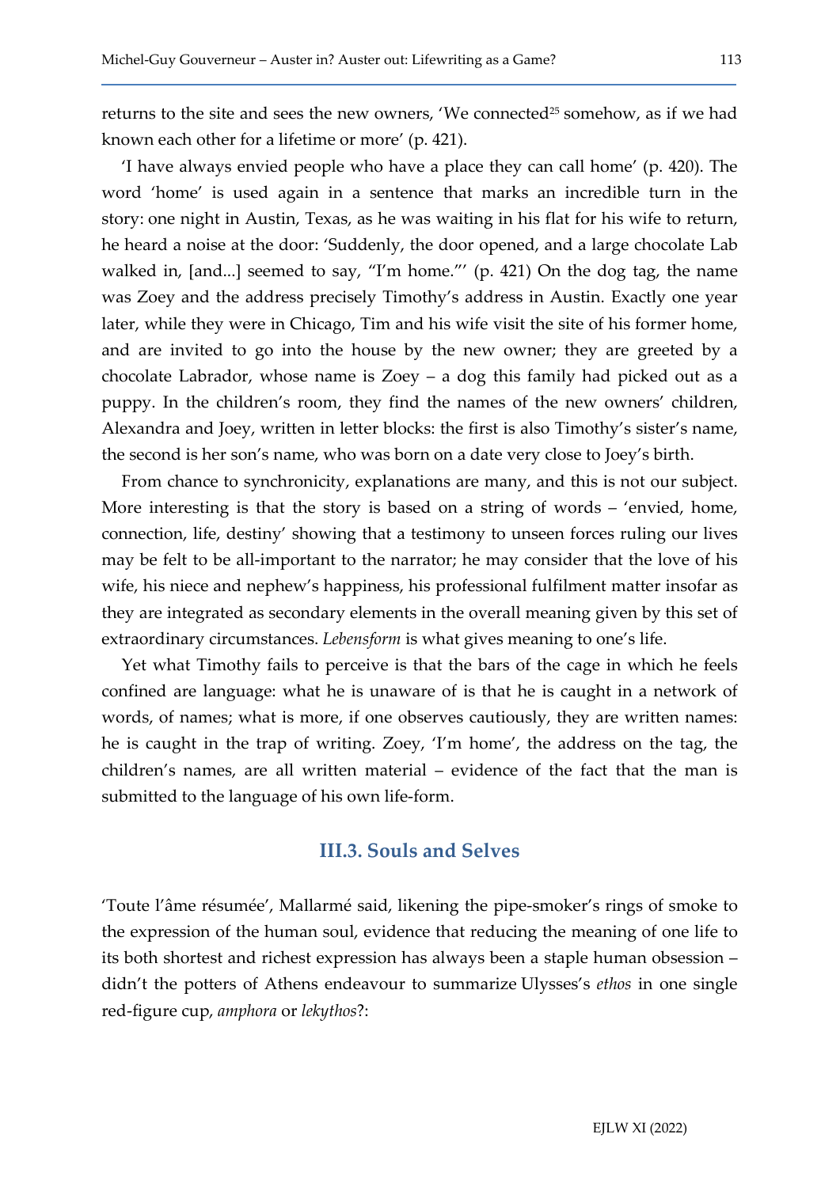returns to the site and sees the new owners, 'We connected[25] somehow, as if we had known each other for a lifetime or more' (p. 421).

'I have always envied people who have a place they can call home' (p. 420). The word 'home' is used again in a sentence that marks an incredible turn in the story: one night in Austin, Texas, as he was waiting in his flat for his wife to return, he heard a noise at the door: 'Suddenly, the door opened, and a large chocolate Lab walked in, [and...] seemed to say, "I'm home."' (p. 421) On the dog tag, the name was Zoey and the address precisely Timothy's address in Austin. Exactly one year later, while they were in Chicago, Tim and his wife visit the site of his former home, and are invited to go into the house by the new owner; they are greeted by a chocolate Labrador, whose name is Zoey – a dog this family had picked out as a puppy. In the children's room, they find the names of the new owners' children, Alexandra and Joey, written in letter blocks: the first is also Timothy's sister's name, the second is her son's name, who was born on a date very close to Joey's birth.

From chance to synchronicity, explanations are many, and this is not our subject. More interesting is that the story is based on a string of words – 'envied, home, connection, life, destiny' showing that a testimony to unseen forces ruling our lives may be felt to be all-important to the narrator; he may consider that the love of his wife, his niece and nephew's happiness, his professional fulfilment matter insofar as they are integrated as secondary elements in the overall meaning given by this set of extraordinary circumstances. *Lebensform* is what gives meaning to one's life.

Yet what Timothy fails to perceive is that the bars of the cage in which he feels confined are language: what he is unaware of is that he is caught in a network of words, of names; what is more, if one observes cautiously, they are written names: he is caught in the trap of writing. Zoey, 'I'm home', the address on the tag, the children's names, are all written material – evidence of the fact that the man is submitted to the language of his own life-form.

### III.3. Souls and Selves

'Toute l'âme résumée', Mallarmé said, likening the pipe-smoker's rings of smoke to the expression of the human soul, evidence that reducing the meaning of one life to its both shortest and richest expression has always been a staple human obsession – didn't the potters of Athens endeavour to summarize Ulysses's *ethos* in one single red-figure cup, *amphora* or *lekythos*?: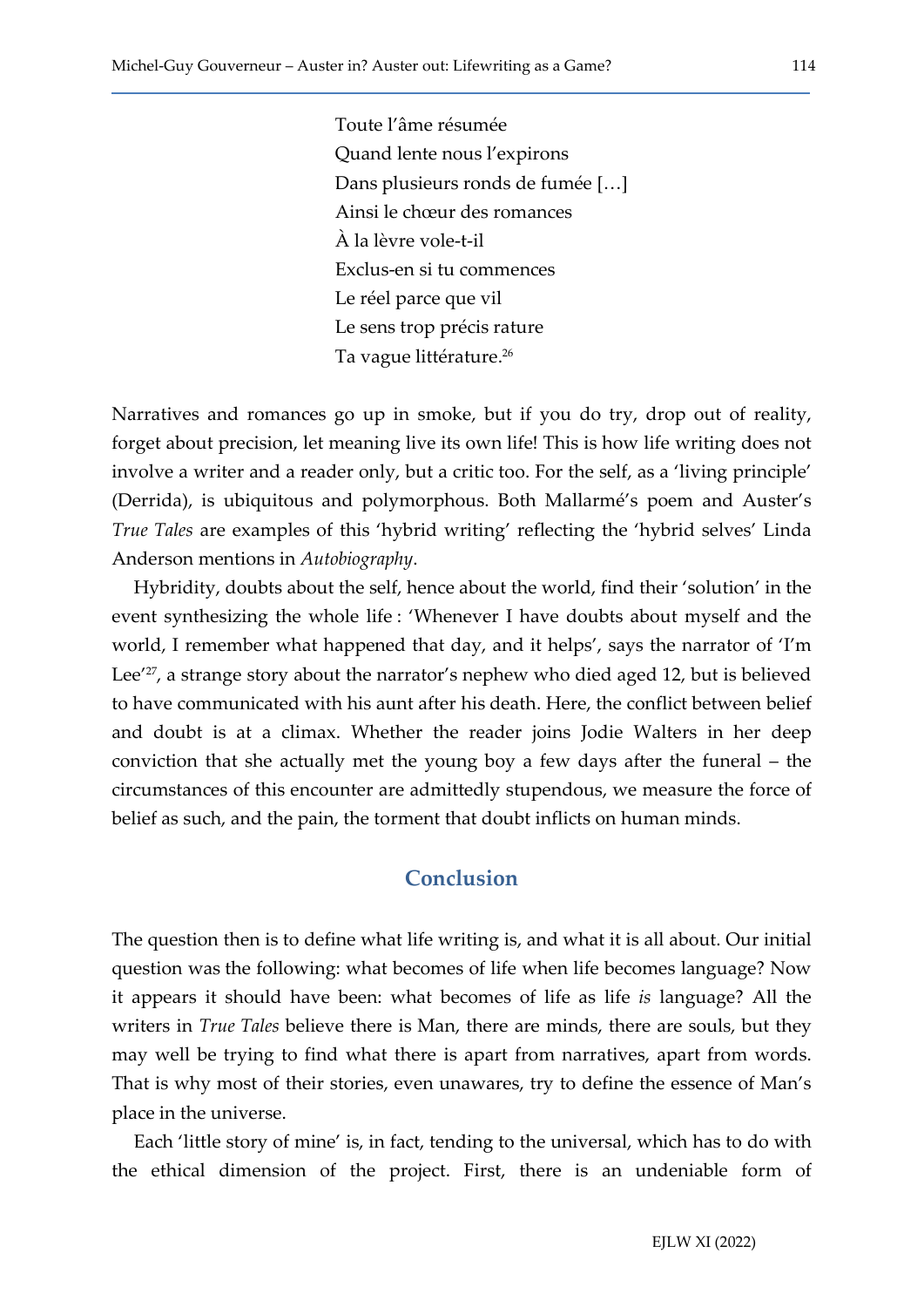Toute l'âme résumée  
Quand lente nous l'expirons  
Dans plusieurs ronds de fumée […]  
Ainsi le chœur des romances  
À la lèvre vole-t-il  
Exclus-en si tu commences  
Le réel parce que vil  
Le sens trop précis rature  
Ta vague littérature.[26]

Narratives and romances go up in smoke, but if you do try, drop out of reality, forget about precision, let meaning live its own life! This is how life writing does not involve a writer and a reader only, but a critic too. For the self, as a 'living principle' (Derrida), is ubiquitous and polymorphous. Both Mallarmé's poem and Auster's *True Tales* are examples of this 'hybrid writing' reflecting the 'hybrid selves' Linda Anderson mentions in *Autobiography*.

Hybridity, doubts about the self, hence about the world, find their 'solution' in the event synthesizing the whole life : 'Whenever I have doubts about myself and the world, I remember what happened that day, and it helps', says the narrator of 'I'm Lee'[27], a strange story about the narrator's nephew who died aged 12, but is believed to have communicated with his aunt after his death. Here, the conflict between belief and doubt is at a climax. Whether the reader joins Jodie Walters in her deep conviction that she actually met the young boy a few days after the funeral – the circumstances of this encounter are admittedly stupendous, we measure the force of belief as such, and the pain, the torment that doubt inflicts on human minds.

## Conclusion

The question then is to define what life writing is, and what it is all about. Our initial question was the following: what becomes of life when life becomes language? Now it appears it should have been: what becomes of life as life *is* language? All the writers in *True Tales* believe there is Man, there are minds, there are souls, but they may well be trying to find what there is apart from narratives, apart from words. That is why most of their stories, even unawares, try to define the essence of Man's place in the universe.

Each 'little story of mine' is, in fact, tending to the universal, which has to do with the ethical dimension of the project. First, there is an undeniable form of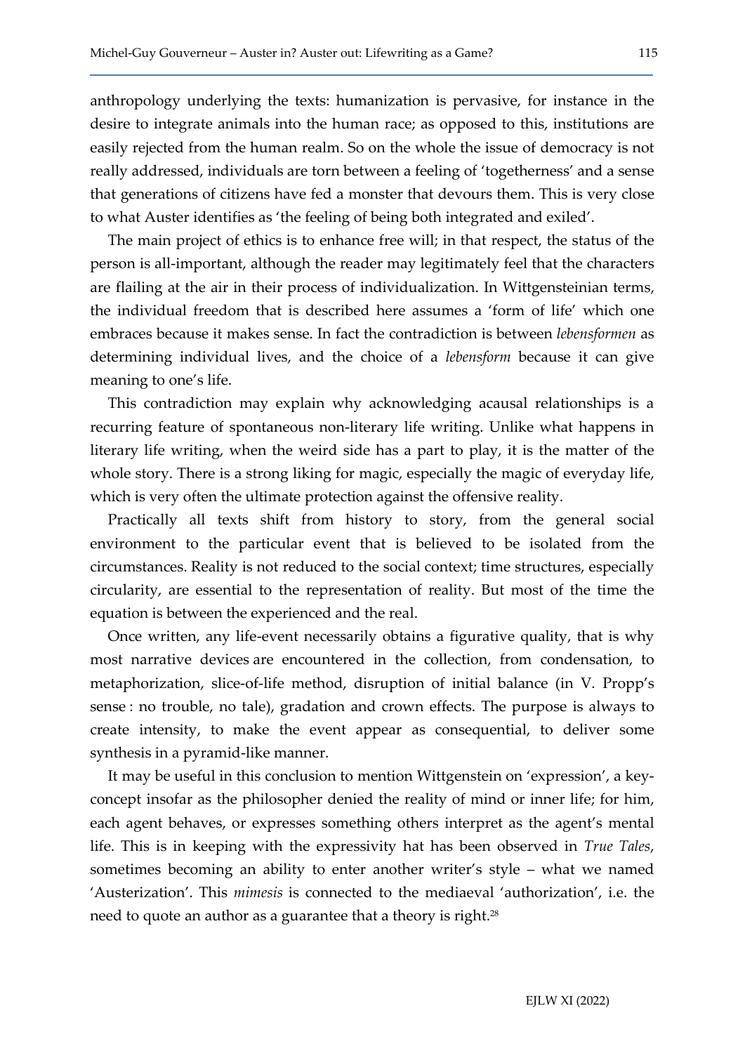anthropology underlying the texts: humanization is pervasive, for instance in the desire to integrate animals into the human race; as opposed to this, institutions are easily rejected from the human realm. So on the whole the issue of democracy is not really addressed, individuals are torn between a feeling of 'togetherness' and a sense that generations of citizens have fed a monster that devours them. This is very close to what Auster identifies as 'the feeling of being both integrated and exiled'.

The main project of ethics is to enhance free will; in that respect, the status of the person is all-important, although the reader may legitimately feel that the characters are flailing at the air in their process of individualization. In Wittgensteinian terms, the individual freedom that is described here assumes a 'form of life' which one embraces because it makes sense. In fact the contradiction is between *lebensformen* as determining individual lives, and the choice of a *lebensform* because it can give meaning to one's life.

This contradiction may explain why acknowledging acausal relationships is a recurring feature of spontaneous non-literary life writing. Unlike what happens in literary life writing, when the weird side has a part to play, it is the matter of the whole story. There is a strong liking for magic, especially the magic of everyday life, which is very often the ultimate protection against the offensive reality.

Practically all texts shift from history to story, from the general social environment to the particular event that is believed to be isolated from the circumstances. Reality is not reduced to the social context; time structures, especially circularity, are essential to the representation of reality. But most of the time the equation is between the experienced and the real.

Once written, any life-event necessarily obtains a figurative quality, that is why most narrative devices are encountered in the collection, from condensation, to metaphorization, slice-of-life method, disruption of initial balance (in V. Propp's sense : no trouble, no tale), gradation and crown effects. The purpose is always to create intensity, to make the event appear as consequential, to deliver some synthesis in a pyramid-like manner.

It may be useful in this conclusion to mention Wittgenstein on 'expression', a key-concept insofar as the philosopher denied the reality of mind or inner life; for him, each agent behaves, or expresses something others interpret as the agent's mental life. This is in keeping with the expressivity hat has been observed in *True Tales*, sometimes becoming an ability to enter another writer's style – what we named 'Austerization'. This *mimesis* is connected to the mediaeval 'authorization', i.e. the need to quote an author as a guarantee that a theory is right.[28]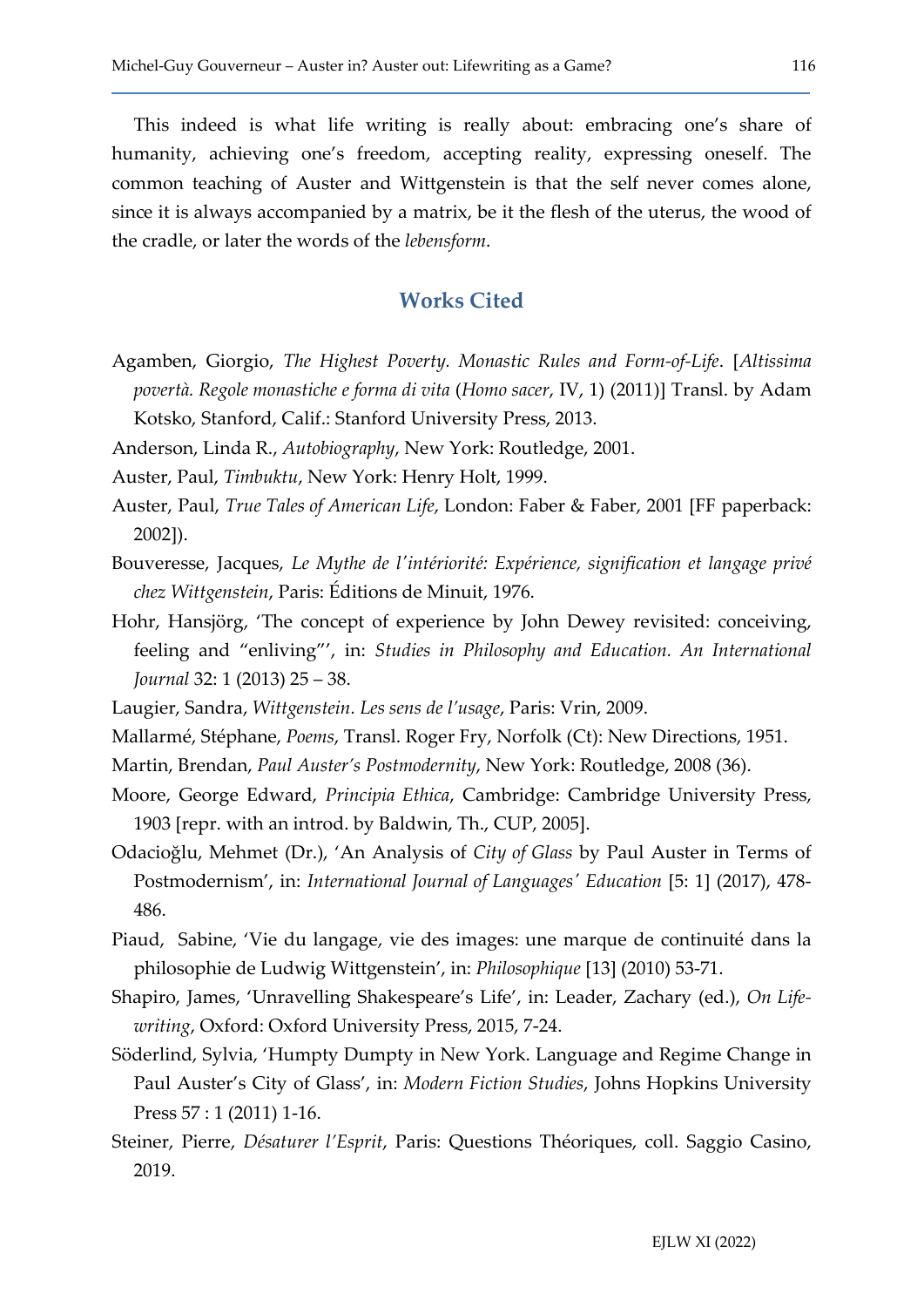This indeed is what life writing is really about: embracing one's share of humanity, achieving one's freedom, accepting reality, expressing oneself. The common teaching of Auster and Wittgenstein is that the self never comes alone, since it is always accompanied by a matrix, be it the flesh of the uterus, the wood of the cradle, or later the words of the *lebensform*.

## Works Cited

Agamben, Giorgio, *The Highest Poverty. Monastic Rules and Form-of-Life*. [*Altissima povertà. Regole monastiche e forma di vita* (*Homo sacer*, IV, 1) (2011)] Transl. by Adam Kotsko, Stanford, Calif.: Stanford University Press, 2013.

Anderson, Linda R., *Autobiography*, New York: Routledge, 2001.

Auster, Paul, *Timbuktu*, New York: Henry Holt, 1999.

Auster, Paul, *True Tales of American Life*, London: Faber & Faber, 2001 [FF paperback: 2002]).

Bouveresse, Jacques, *Le Mythe de l'intériorité: Expérience, signification et langage privé chez Wittgenstein*, Paris: Éditions de Minuit, 1976.

Hohr, Hansjörg, 'The concept of experience by John Dewey revisited: conceiving, feeling and "enliving"', in: *Studies in Philosophy and Education. An International Journal* 32: 1 (2013) 25 – 38.

Laugier, Sandra, *Wittgenstein. Les sens de l'usage*, Paris: Vrin, 2009.

Mallarmé, Stéphane, *Poems*, Transl. Roger Fry, Norfolk (Ct): New Directions, 1951.

Martin, Brendan, *Paul Auster's Postmodernity*, New York: Routledge, 2008 (36).

Moore, George Edward, *Principia Ethica*, Cambridge: Cambridge University Press, 1903 [repr. with an introd. by Baldwin, Th., CUP, 2005].

Odacioğlu, Mehmet (Dr.), 'An Analysis of *City of Glass* by Paul Auster in Terms of Postmodernism', in: *International Journal of Languages' Education* [5: 1] (2017), 478-486.

Piaud, Sabine, 'Vie du langage, vie des images: une marque de continuité dans la philosophie de Ludwig Wittgenstein', in: *Philosophique* [13] (2010) 53-71.

Shapiro, James, 'Unravelling Shakespeare's Life', in: Leader, Zachary (ed.), *On Life-writing*, Oxford: Oxford University Press, 2015, 7-24.

Söderlind, Sylvia, 'Humpty Dumpty in New York. Language and Regime Change in Paul Auster's City of Glass', in: *Modern Fiction Studies*, Johns Hopkins University Press 57 : 1 (2011) 1-16.

Steiner, Pierre, *Désaturer l'Esprit*, Paris: Questions Théoriques, coll. Saggio Casino, 2019.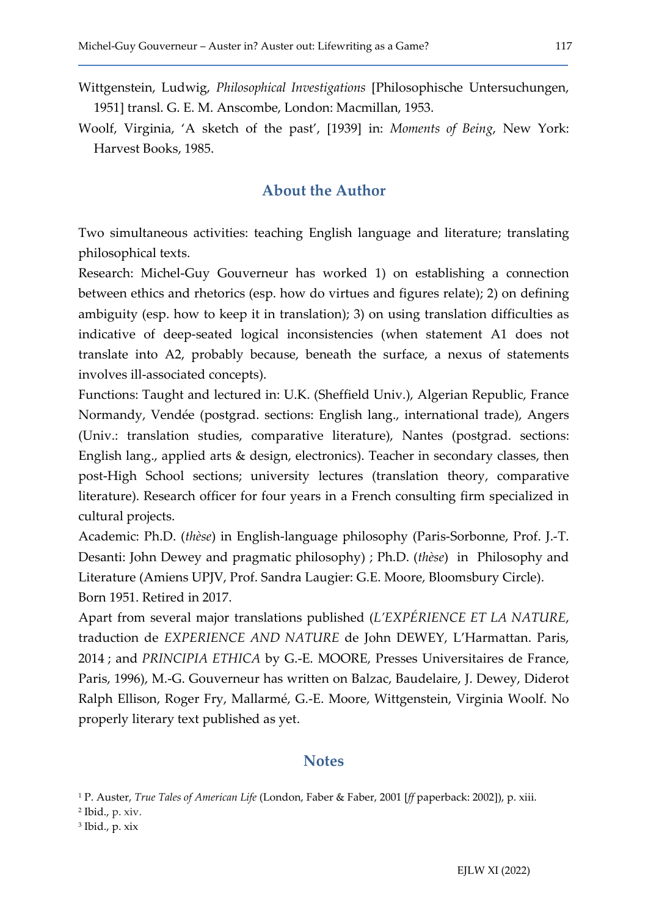Wittgenstein, Ludwig, *Philosophical Investigations* [Philosophische Untersuchungen, 1951] transl. G. E. M. Anscombe, London: Macmillan, 1953.

Woolf, Virginia, 'A sketch of the past', [1939] in: *Moments of Being*, New York: Harvest Books, 1985.

## About the Author

Two simultaneous activities: teaching English language and literature; translating philosophical texts.

Research: Michel-Guy Gouverneur has worked 1) on establishing a connection between ethics and rhetorics (esp. how do virtues and figures relate); 2) on defining ambiguity (esp. how to keep it in translation); 3) on using translation difficulties as indicative of deep-seated logical inconsistencies (when statement A1 does not translate into A2, probably because, beneath the surface, a nexus of statements involves ill-associated concepts).

Functions: Taught and lectured in: U.K. (Sheffield Univ.), Algerian Republic, France Normandy, Vendée (postgrad. sections: English lang., international trade), Angers (Univ.: translation studies, comparative literature), Nantes (postgrad. sections: English lang., applied arts & design, electronics). Teacher in secondary classes, then post-High School sections; university lectures (translation theory, comparative literature). Research officer for four years in a French consulting firm specialized in cultural projects.

Academic: Ph.D. (*thèse*) in English-language philosophy (Paris-Sorbonne, Prof. J.-T. Desanti: John Dewey and pragmatic philosophy) ; Ph.D. (*thèse*) in Philosophy and Literature (Amiens UPJV, Prof. Sandra Laugier: G.E. Moore, Bloomsbury Circle).

Born 1951. Retired in 2017.

Apart from several major translations published (*L'EXPÉRIENCE ET LA NATURE*, traduction de *EXPERIENCE AND NATURE* de John DEWEY, L'Harmattan. Paris, 2014 ; and *PRINCIPIA ETHICA* by G.-E. MOORE, Presses Universitaires de France, Paris, 1996), M.-G. Gouverneur has written on Balzac, Baudelaire, J. Dewey, Diderot Ralph Ellison, Roger Fry, Mallarmé, G.-E. Moore, Wittgenstein, Virginia Woolf. No properly literary text published as yet.

## Notes

[1] P. Auster, *True Tales of American Life* (London, Faber & Faber, 2001 [*ff* paperback: 2002]), p. xiii.

[2] Ibid., p. xiv.

[3] Ibid., p. xix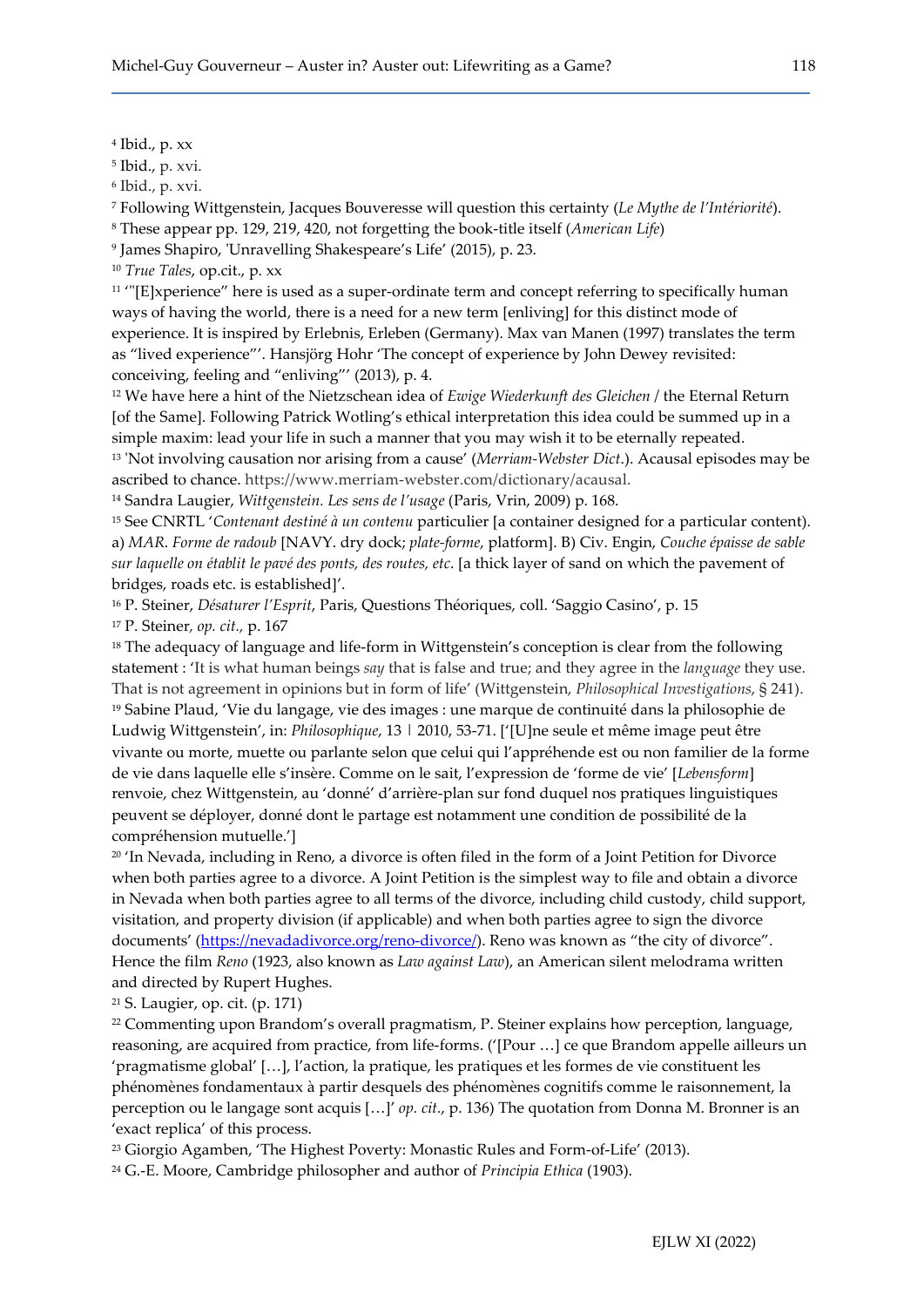[4] Ibid., p. xx

[5] Ibid., p. xvi.

[6] Ibid., p. xvi.

[7] Following Wittgenstein, Jacques Bouveresse will question this certainty (*Le Mythe de l'Intériorité*).

[8] These appear pp. 129, 219, 420, not forgetting the book-title itself (*American Life*)

[9] James Shapiro, 'Unravelling Shakespeare's Life' (2015), p. 23.

[10] *True Tales*, op.cit., p. xx

[11] '"[E]xperience" here is used as a super-ordinate term and concept referring to specifically human ways of having the world, there is a need for a new term [enliving] for this distinct mode of experience. It is inspired by Erlebnis, Erleben (Germany). Max van Manen (1997) translates the term as "lived experience"'. Hansjörg Hohr 'The concept of experience by John Dewey revisited: conceiving, feeling and "enliving"' (2013), p. 4.

[12] We have here a hint of the Nietzschean idea of *Ewige Wiederkunft des Gleichen* / the Eternal Return [of the Same]. Following Patrick Wotling's ethical interpretation this idea could be summed up in a simple maxim: lead your life in such a manner that you may wish it to be eternally repeated.

[13] 'Not involving causation nor arising from a cause' (*Merriam-Webster Dict*.). Acausal episodes may be ascribed to chance. https://www.merriam-webster.com/dictionary/acausal.

[14] Sandra Laugier, *Wittgenstein. Les sens de l'usage* (Paris, Vrin, 2009) p. 168.

[15] See CNRTL '*Contenant destiné à un contenu* particulier [a container designed for a particular content). a) *MAR*. *Forme de radoub* [NAVY. dry dock; *plate-forme*, platform]. B) Civ. Engin, *Couche épaisse de sable sur laquelle on établit le pavé des ponts, des routes, etc*. [a thick layer of sand on which the pavement of bridges, roads etc. is established]'.

[16] P. Steiner, *Désaturer l'Esprit*, Paris, Questions Théoriques, coll. 'Saggio Casino', p. 15

[17] P. Steiner, *op. cit.*, p. 167

[18] The adequacy of language and life-form in Wittgenstein's conception is clear from the following statement : 'It is what human beings *say* that is false and true; and they agree in the *language* they use. That is not agreement in opinions but in form of life' (Wittgenstein, *Philosophical Investigations*, § 241).

[19] Sabine Plaud, 'Vie du langage, vie des images : une marque de continuité dans la philosophie de Ludwig Wittgenstein', in: *Philosophique*, 13 | 2010, 53-71. ['[U]ne seule et même image peut être vivante ou morte, muette ou parlante selon que celui qui l'appréhende est ou non familier de la forme de vie dans laquelle elle s'insère. Comme on le sait, l'expression de 'forme de vie' [*Lebensform*] renvoie, chez Wittgenstein, au 'donné' d'arrière-plan sur fond duquel nos pratiques linguistiques peuvent se déployer, donné dont le partage est notamment une condition de possibilité de la compréhension mutuelle.']

[20] 'In Nevada, including in Reno, a divorce is often filed in the form of a Joint Petition for Divorce when both parties agree to a divorce. A Joint Petition is the simplest way to file and obtain a divorce in Nevada when both parties agree to all terms of the divorce, including child custody, child support, visitation, and property division (if applicable) and when both parties agree to sign the divorce documents' (https://nevadadivorce.org/reno-divorce/). Reno was known as "the city of divorce". Hence the film *Reno* (1923, also known as *Law against Law*), an American silent melodrama written and directed by Rupert Hughes.

[21] S. Laugier, op. cit. (p. 171)

[22] Commenting upon Brandom's overall pragmatism, P. Steiner explains how perception, language, reasoning, are acquired from practice, from life-forms. ('[Pour …] ce que Brandom appelle ailleurs un 'pragmatisme global' […], l'action, la pratique, les pratiques et les formes de vie constituent les phénomènes fondamentaux à partir desquels des phénomènes cognitifs comme le raisonnement, la perception ou le langage sont acquis […]' *op. cit.*, p. 136) The quotation from Donna M. Bronner is an 'exact replica' of this process.

[23] Giorgio Agamben, 'The Highest Poverty: Monastic Rules and Form-of-Life' (2013).

[24] G.-E. Moore, Cambridge philosopher and author of *Principia Ethica* (1903).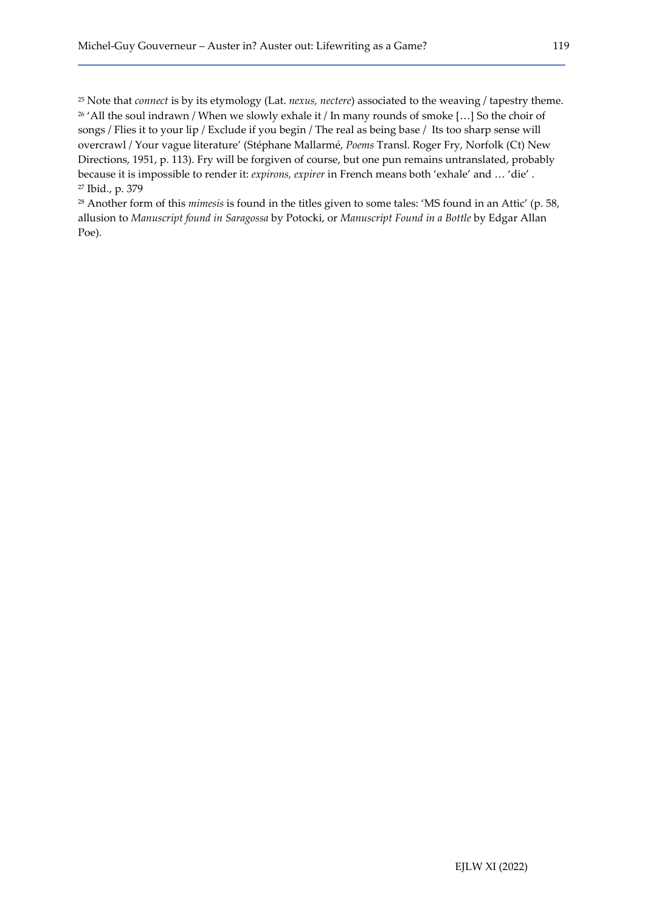[25] Note that *connect* is by its etymology (Lat. *nexus, nectere*) associated to the weaving / tapestry theme.
[26] 'All the soul indrawn / When we slowly exhale it / In many rounds of smoke […] So the choir of songs / Flies it to your lip / Exclude if you begin / The real as being base / Its too sharp sense will overcrawl / Your vague literature' (Stéphane Mallarmé, *Poems* Transl. Roger Fry, Norfolk (Ct) New Directions, 1951, p. 113). Fry will be forgiven of course, but one pun remains untranslated, probably because it is impossible to render it: *expirons, expirer* in French means both 'exhale' and … 'die' .
[27] Ibid., p. 379
[28] Another form of this *mimesis* is found in the titles given to some tales: 'MS found in an Attic' (p. 58, allusion to *Manuscript found in Saragossa* by Potocki, or *Manuscript Found in a Bottle* by Edgar Allan Poe).